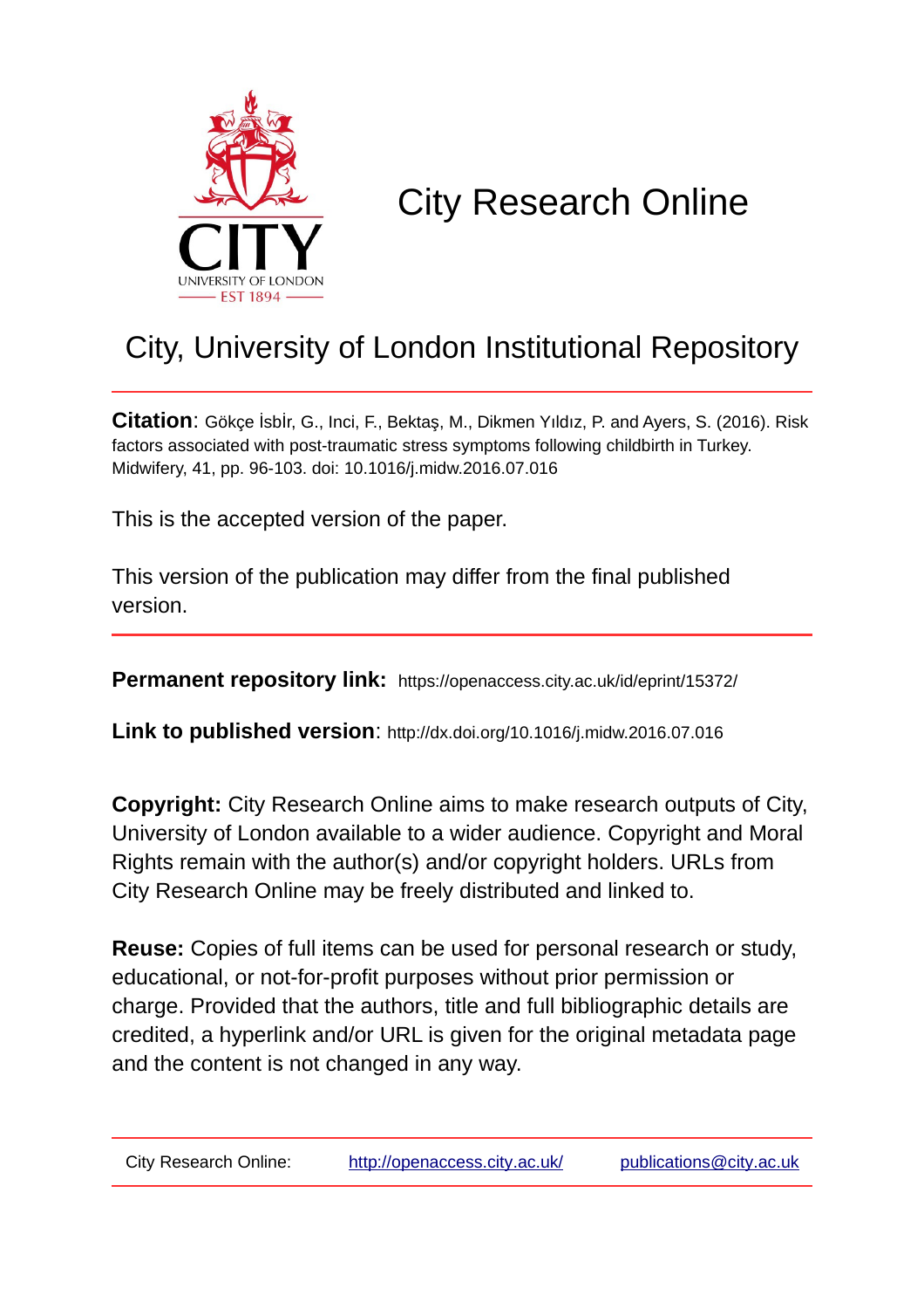# City Research Online

## City, University of London Institutional Repository

**Citation**: Gökçe İsbİr, G., Inci, F., Bektaş, M., Dikmen Yıldız, P. and Ayers, S. (2016). Risk factors associated with post-traumatic stress symptoms following childbirth in Turkey. Midwifery, 41, pp. 96-103. doi: 10.1016/j.midw.2016.07.016

This is the accepted version of the paper.

This version of the publication may differ from the final published version.

**Permanent repository link:** https://openaccess.city.ac.uk/id/eprint/15372/

**Link to published version**: http://dx.doi.org/10.1016/j.midw.2016.07.016

**Copyright:** City Research Online aims to make research outputs of City, University of London available to a wider audience. Copyright and Moral Rights remain with the author(s) and/or copyright holders. URLs from City Research Online may be freely distributed and linked to.

**Reuse:** Copies of full items can be used for personal research or study, educational, or not-for-profit purposes without prior permission or charge. Provided that the authors, title and full bibliographic details are credited, a hyperlink and/or URL is given for the original metadata page and the content is not changed in any way.

City Research Online: http://openaccess.city.ac.uk/ publications@city.ac.uk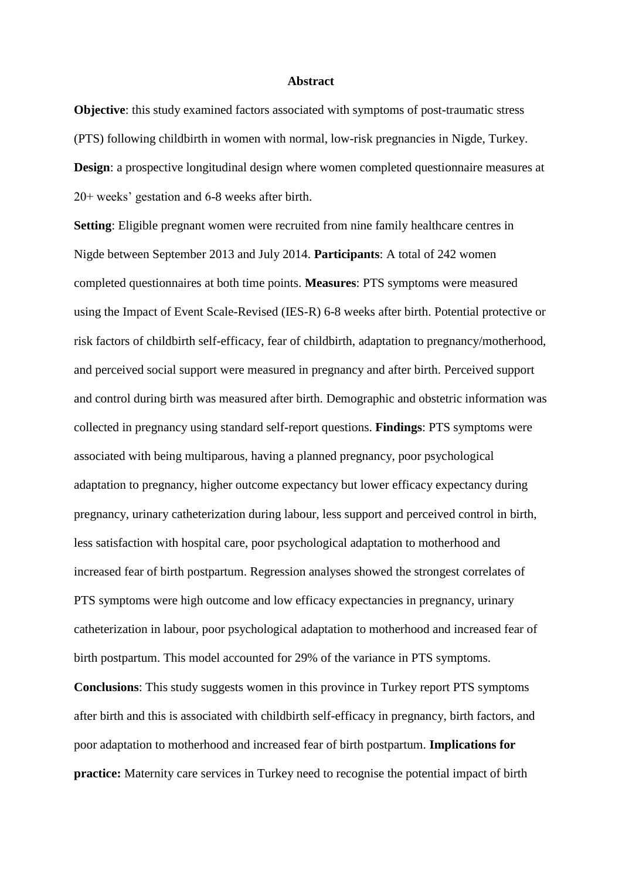## Abstract

**Objective**: this study examined factors associated with symptoms of post-traumatic stress (PTS) following childbirth in women with normal, low-risk pregnancies in Nigde, Turkey. **Design**: a prospective longitudinal design where women completed questionnaire measures at 20+ weeks' gestation and 6-8 weeks after birth.

**Setting**: Eligible pregnant women were recruited from nine family healthcare centres in Nigde between September 2013 and July 2014. **Participants**: A total of 242 women completed questionnaires at both time points. **Measures**: PTS symptoms were measured using the Impact of Event Scale-Revised (IES-R) 6-8 weeks after birth. Potential protective or risk factors of childbirth self-efficacy, fear of childbirth, adaptation to pregnancy/motherhood, and perceived social support were measured in pregnancy and after birth. Perceived support and control during birth was measured after birth. Demographic and obstetric information was collected in pregnancy using standard self-report questions. **Findings**: PTS symptoms were associated with being multiparous, having a planned pregnancy, poor psychological adaptation to pregnancy, higher outcome expectancy but lower efficacy expectancy during pregnancy, urinary catheterization during labour, less support and perceived control in birth, less satisfaction with hospital care, poor psychological adaptation to motherhood and increased fear of birth postpartum. Regression analyses showed the strongest correlates of PTS symptoms were high outcome and low efficacy expectancies in pregnancy, urinary catheterization in labour, poor psychological adaptation to motherhood and increased fear of birth postpartum. This model accounted for 29% of the variance in PTS symptoms.

**Conclusions**: This study suggests women in this province in Turkey report PTS symptoms after birth and this is associated with childbirth self-efficacy in pregnancy, birth factors, and poor adaptation to motherhood and increased fear of birth postpartum. **Implications for practice:** Maternity care services in Turkey need to recognise the potential impact of birth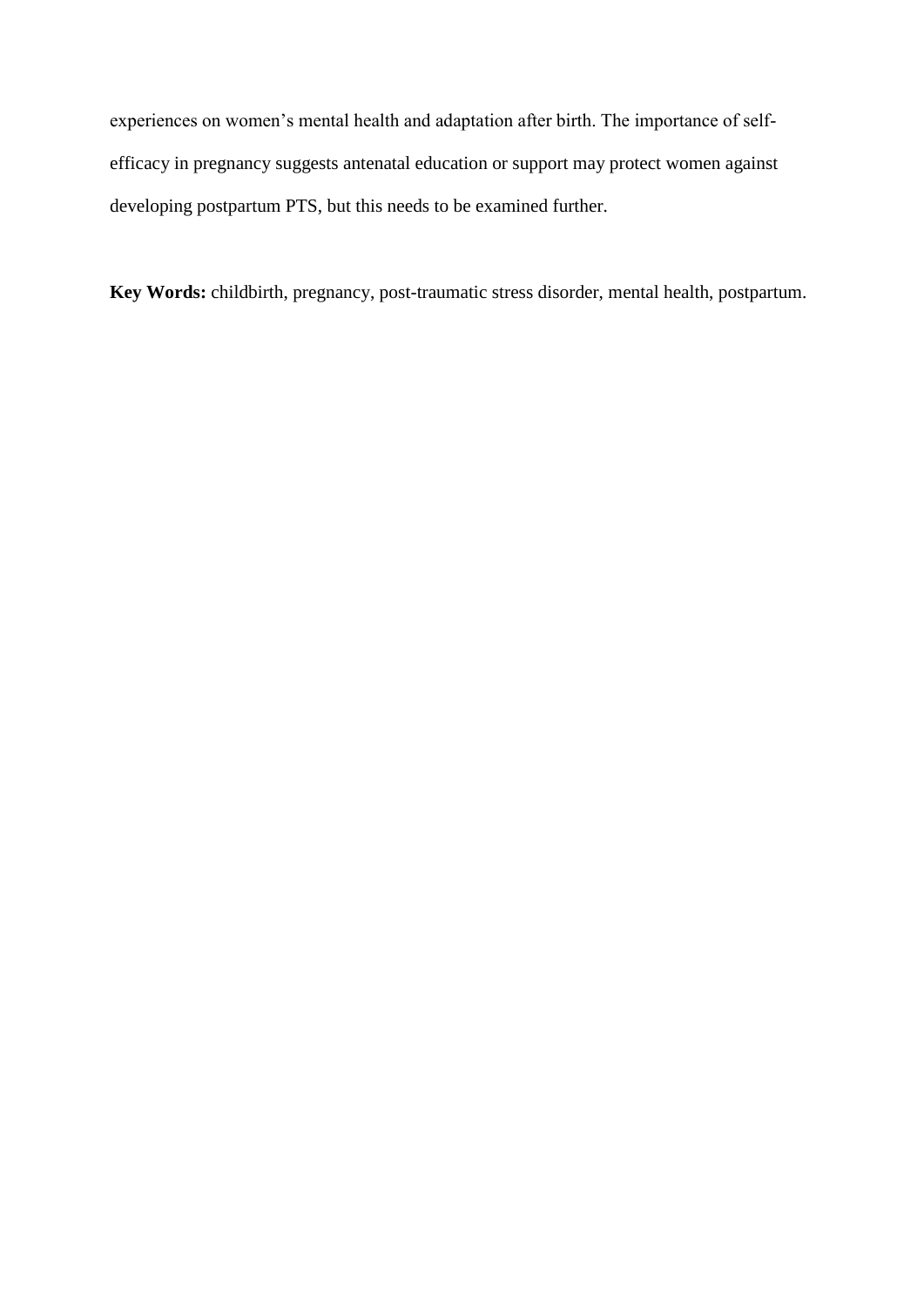experiences on women's mental health and adaptation after birth. The importance of self-efficacy in pregnancy suggests antenatal education or support may protect women against developing postpartum PTS, but this needs to be examined further.

**Key Words:** childbirth, pregnancy, post-traumatic stress disorder, mental health, postpartum.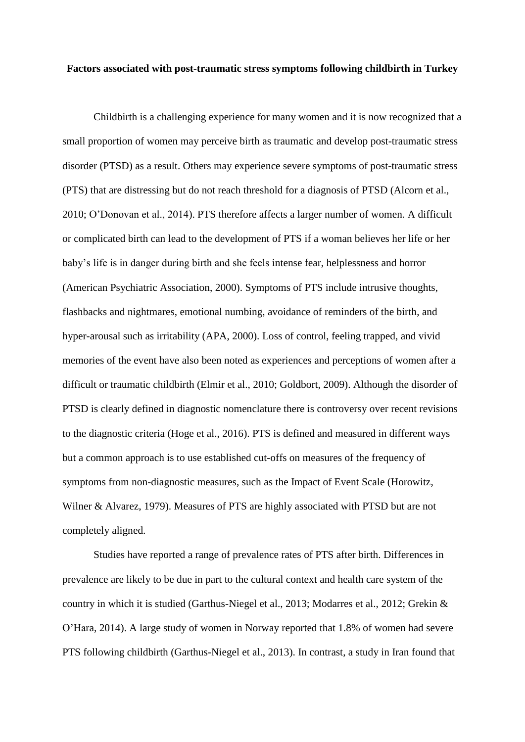**Factors associated with post-traumatic stress symptoms following childbirth in Turkey**

Childbirth is a challenging experience for many women and it is now recognized that a small proportion of women may perceive birth as traumatic and develop post-traumatic stress disorder (PTSD) as a result. Others may experience severe symptoms of post-traumatic stress (PTS) that are distressing but do not reach threshold for a diagnosis of PTSD (Alcorn et al., 2010; O'Donovan et al., 2014). PTS therefore affects a larger number of women. A difficult or complicated birth can lead to the development of PTS if a woman believes her life or her baby's life is in danger during birth and she feels intense fear, helplessness and horror (American Psychiatric Association, 2000). Symptoms of PTS include intrusive thoughts, flashbacks and nightmares, emotional numbing, avoidance of reminders of the birth, and hyper-arousal such as irritability (APA, 2000). Loss of control, feeling trapped, and vivid memories of the event have also been noted as experiences and perceptions of women after a difficult or traumatic childbirth (Elmir et al., 2010; Goldbort, 2009). Although the disorder of PTSD is clearly defined in diagnostic nomenclature there is controversy over recent revisions to the diagnostic criteria (Hoge et al., 2016). PTS is defined and measured in different ways but a common approach is to use established cut-offs on measures of the frequency of symptoms from non-diagnostic measures, such as the Impact of Event Scale (Horowitz, Wilner & Alvarez, 1979). Measures of PTS are highly associated with PTSD but are not completely aligned.

Studies have reported a range of prevalence rates of PTS after birth. Differences in prevalence are likely to be due in part to the cultural context and health care system of the country in which it is studied (Garthus-Niegel et al., 2013; Modarres et al., 2012; Grekin & O'Hara, 2014). A large study of women in Norway reported that 1.8% of women had severe PTS following childbirth (Garthus-Niegel et al., 2013). In contrast, a study in Iran found that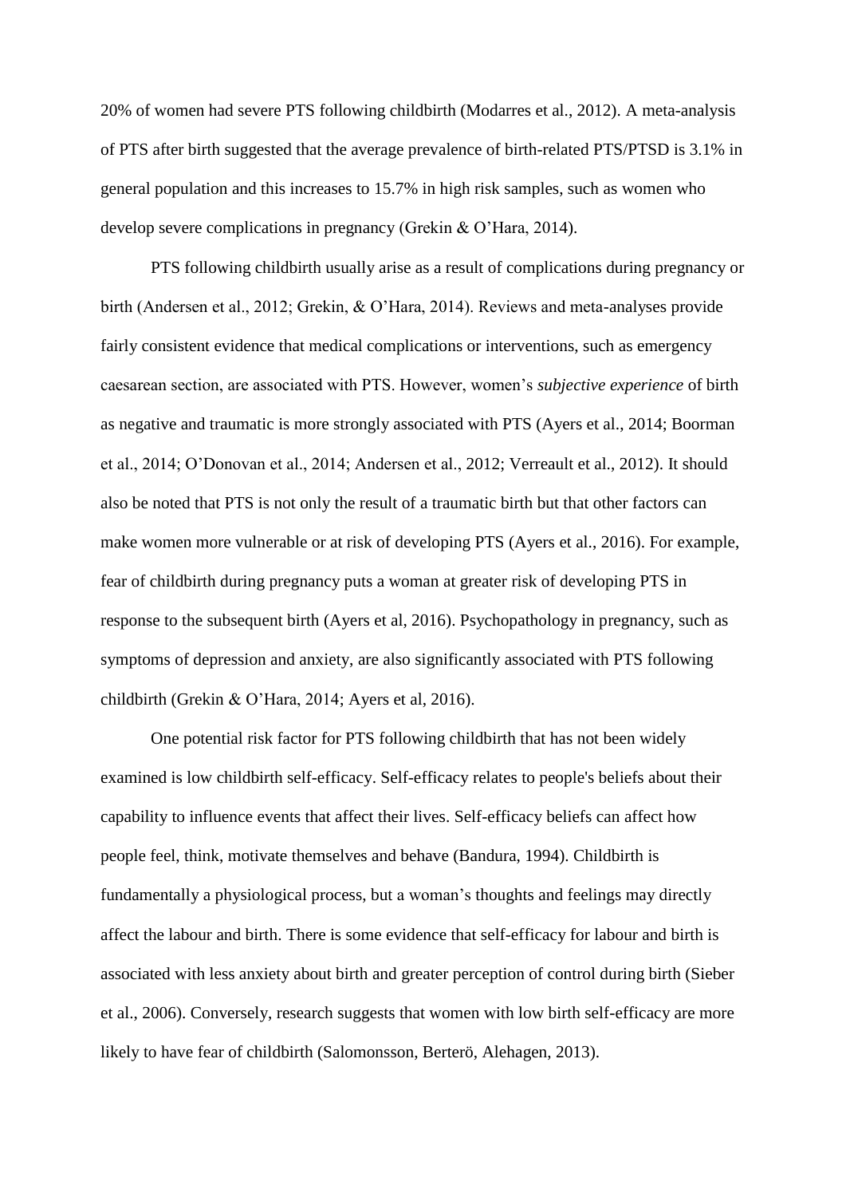20% of women had severe PTS following childbirth (Modarres et al., 2012). A meta-analysis of PTS after birth suggested that the average prevalence of birth-related PTS/PTSD is 3.1% in general population and this increases to 15.7% in high risk samples, such as women who develop severe complications in pregnancy (Grekin & O'Hara, 2014).

PTS following childbirth usually arise as a result of complications during pregnancy or birth (Andersen et al., 2012; Grekin, & O'Hara, 2014). Reviews and meta-analyses provide fairly consistent evidence that medical complications or interventions, such as emergency caesarean section, are associated with PTS. However, women's *subjective experience* of birth as negative and traumatic is more strongly associated with PTS (Ayers et al., 2014; Boorman et al., 2014; O'Donovan et al., 2014; Andersen et al., 2012; Verreault et al., 2012). It should also be noted that PTS is not only the result of a traumatic birth but that other factors can make women more vulnerable or at risk of developing PTS (Ayers et al., 2016). For example, fear of childbirth during pregnancy puts a woman at greater risk of developing PTS in response to the subsequent birth (Ayers et al, 2016). Psychopathology in pregnancy, such as symptoms of depression and anxiety, are also significantly associated with PTS following childbirth (Grekin & O'Hara, 2014; Ayers et al, 2016).

One potential risk factor for PTS following childbirth that has not been widely examined is low childbirth self-efficacy. Self-efficacy relates to people's beliefs about their capability to influence events that affect their lives. Self-efficacy beliefs can affect how people feel, think, motivate themselves and behave (Bandura, 1994). Childbirth is fundamentally a physiological process, but a woman's thoughts and feelings may directly affect the labour and birth. There is some evidence that self-efficacy for labour and birth is associated with less anxiety about birth and greater perception of control during birth (Sieber et al., 2006). Conversely, research suggests that women with low birth self-efficacy are more likely to have fear of childbirth (Salomonsson, Berterö, Alehagen, 2013).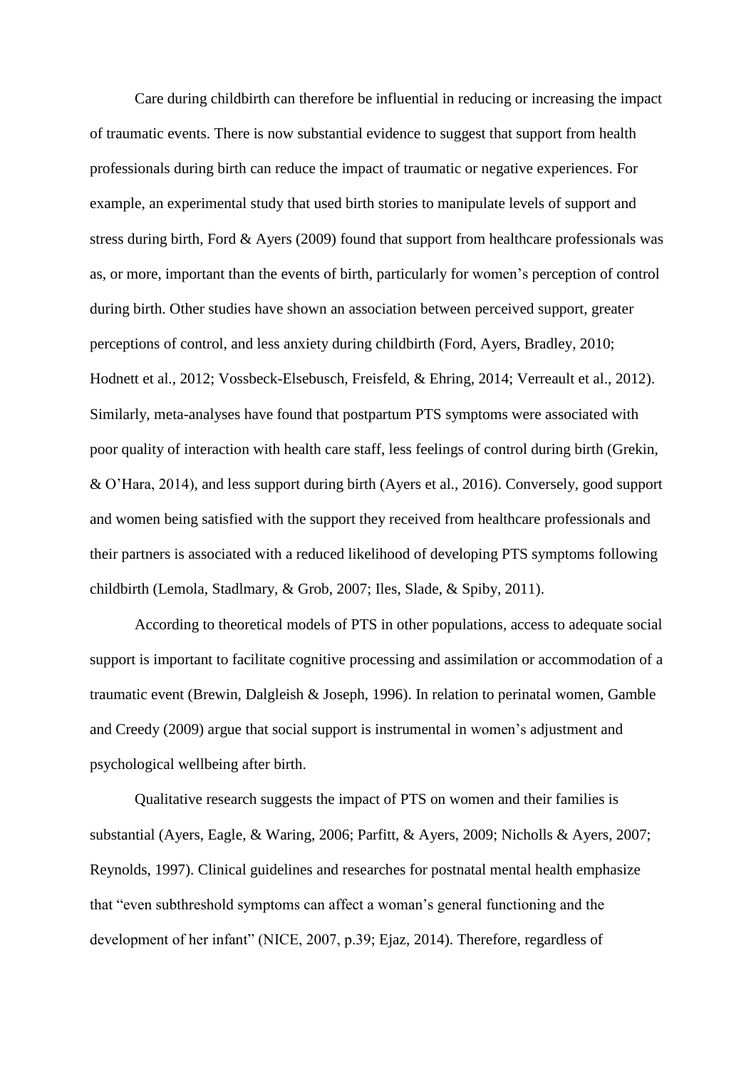Care during childbirth can therefore be influential in reducing or increasing the impact of traumatic events. There is now substantial evidence to suggest that support from health professionals during birth can reduce the impact of traumatic or negative experiences. For example, an experimental study that used birth stories to manipulate levels of support and stress during birth, Ford & Ayers (2009) found that support from healthcare professionals was as, or more, important than the events of birth, particularly for women's perception of control during birth. Other studies have shown an association between perceived support, greater perceptions of control, and less anxiety during childbirth (Ford, Ayers, Bradley, 2010; Hodnett et al., 2012; Vossbeck-Elsebusch, Freisfeld, & Ehring, 2014; Verreault et al., 2012). Similarly, meta-analyses have found that postpartum PTS symptoms were associated with poor quality of interaction with health care staff, less feelings of control during birth (Grekin, & O'Hara, 2014), and less support during birth (Ayers et al., 2016). Conversely, good support and women being satisfied with the support they received from healthcare professionals and their partners is associated with a reduced likelihood of developing PTS symptoms following childbirth (Lemola, Stadlmary, & Grob, 2007; Iles, Slade, & Spiby, 2011).

According to theoretical models of PTS in other populations, access to adequate social support is important to facilitate cognitive processing and assimilation or accommodation of a traumatic event (Brewin, Dalgleish & Joseph, 1996). In relation to perinatal women, Gamble and Creedy (2009) argue that social support is instrumental in women's adjustment and psychological wellbeing after birth.

Qualitative research suggests the impact of PTS on women and their families is substantial (Ayers, Eagle, & Waring, 2006; Parfitt, & Ayers, 2009; Nicholls & Ayers, 2007; Reynolds, 1997). Clinical guidelines and researches for postnatal mental health emphasize that "even subthreshold symptoms can affect a woman's general functioning and the development of her infant" (NICE, 2007, p.39; Ejaz, 2014). Therefore, regardless of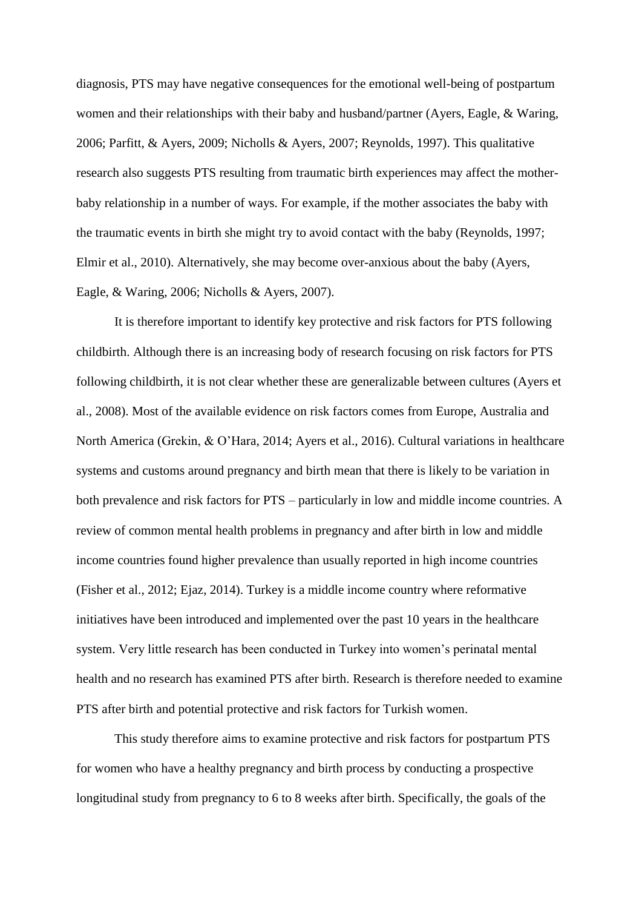diagnosis, PTS may have negative consequences for the emotional well-being of postpartum women and their relationships with their baby and husband/partner (Ayers, Eagle, & Waring, 2006; Parfitt, & Ayers, 2009; Nicholls & Ayers, 2007; Reynolds, 1997). This qualitative research also suggests PTS resulting from traumatic birth experiences may affect the mother-baby relationship in a number of ways. For example, if the mother associates the baby with the traumatic events in birth she might try to avoid contact with the baby (Reynolds, 1997; Elmir et al., 2010). Alternatively, she may become over-anxious about the baby (Ayers, Eagle, & Waring, 2006; Nicholls & Ayers, 2007).

It is therefore important to identify key protective and risk factors for PTS following childbirth. Although there is an increasing body of research focusing on risk factors for PTS following childbirth, it is not clear whether these are generalizable between cultures (Ayers et al., 2008). Most of the available evidence on risk factors comes from Europe, Australia and North America (Grekin, & O'Hara, 2014; Ayers et al., 2016). Cultural variations in healthcare systems and customs around pregnancy and birth mean that there is likely to be variation in both prevalence and risk factors for PTS – particularly in low and middle income countries. A review of common mental health problems in pregnancy and after birth in low and middle income countries found higher prevalence than usually reported in high income countries (Fisher et al., 2012; Ejaz, 2014). Turkey is a middle income country where reformative initiatives have been introduced and implemented over the past 10 years in the healthcare system. Very little research has been conducted in Turkey into women's perinatal mental health and no research has examined PTS after birth. Research is therefore needed to examine PTS after birth and potential protective and risk factors for Turkish women.

This study therefore aims to examine protective and risk factors for postpartum PTS for women who have a healthy pregnancy and birth process by conducting a prospective longitudinal study from pregnancy to 6 to 8 weeks after birth. Specifically, the goals of the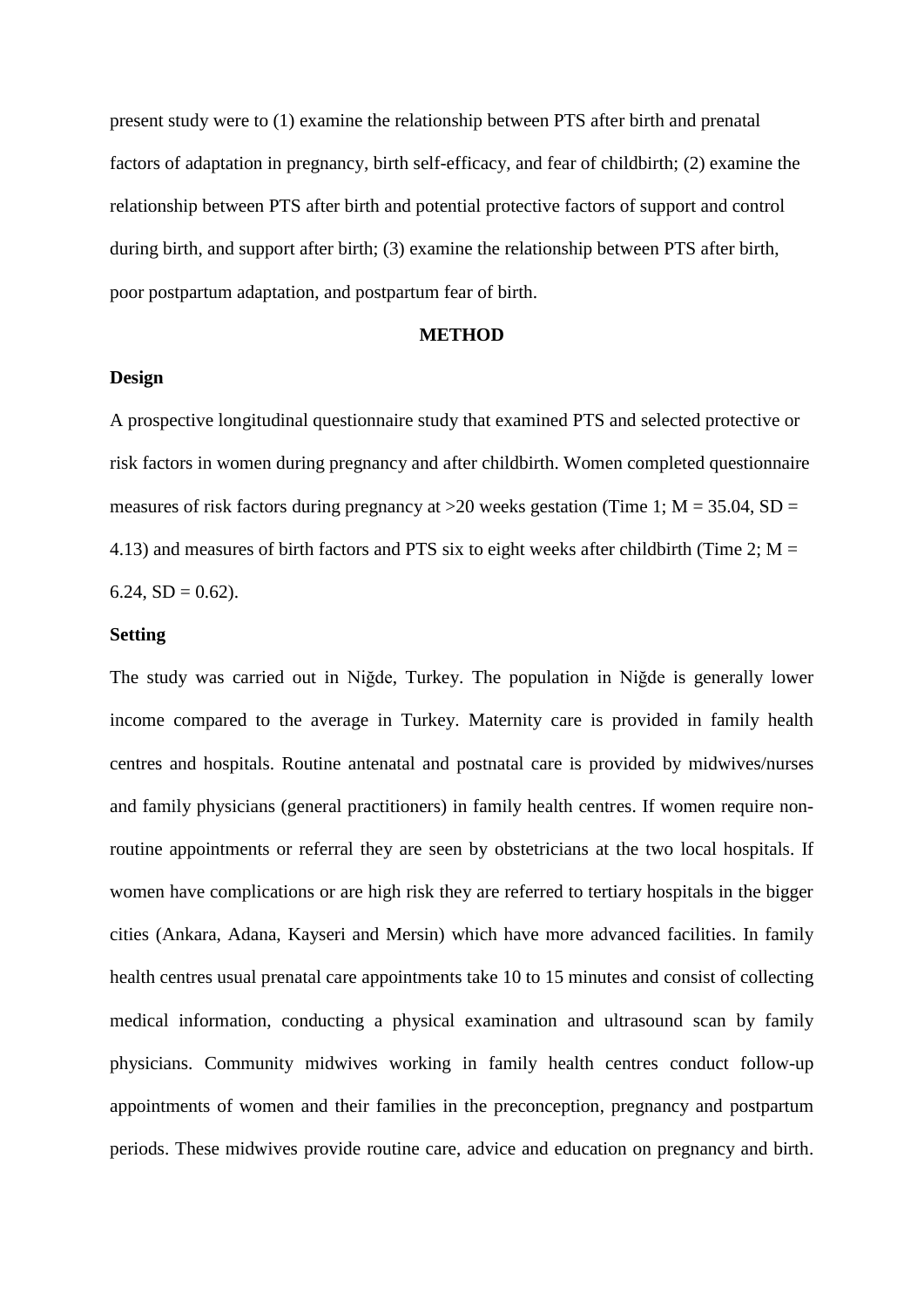present study were to (1) examine the relationship between PTS after birth and prenatal factors of adaptation in pregnancy, birth self-efficacy, and fear of childbirth; (2) examine the relationship between PTS after birth and potential protective factors of support and control during birth, and support after birth; (3) examine the relationship between PTS after birth, poor postpartum adaptation, and postpartum fear of birth.

## METHOD

### Design

A prospective longitudinal questionnaire study that examined PTS and selected protective or risk factors in women during pregnancy and after childbirth. Women completed questionnaire measures of risk factors during pregnancy at >20 weeks gestation (Time 1; $M = 35.04$, $SD = 4.13$) and measures of birth factors and PTS six to eight weeks after childbirth (Time 2; $M = 6.24$, $SD = 0.62$).

### Setting

The study was carried out in Niğde, Turkey. The population in Niğde is generally lower income compared to the average in Turkey. Maternity care is provided in family health centres and hospitals. Routine antenatal and postnatal care is provided by midwives/nurses and family physicians (general practitioners) in family health centres. If women require non-routine appointments or referral they are seen by obstetricians at the two local hospitals. If women have complications or are high risk they are referred to tertiary hospitals in the bigger cities (Ankara, Adana, Kayseri and Mersin) which have more advanced facilities. In family health centres usual prenatal care appointments take 10 to 15 minutes and consist of collecting medical information, conducting a physical examination and ultrasound scan by family physicians. Community midwives working in family health centres conduct follow-up appointments of women and their families in the preconception, pregnancy and postpartum periods. These midwives provide routine care, advice and education on pregnancy and birth.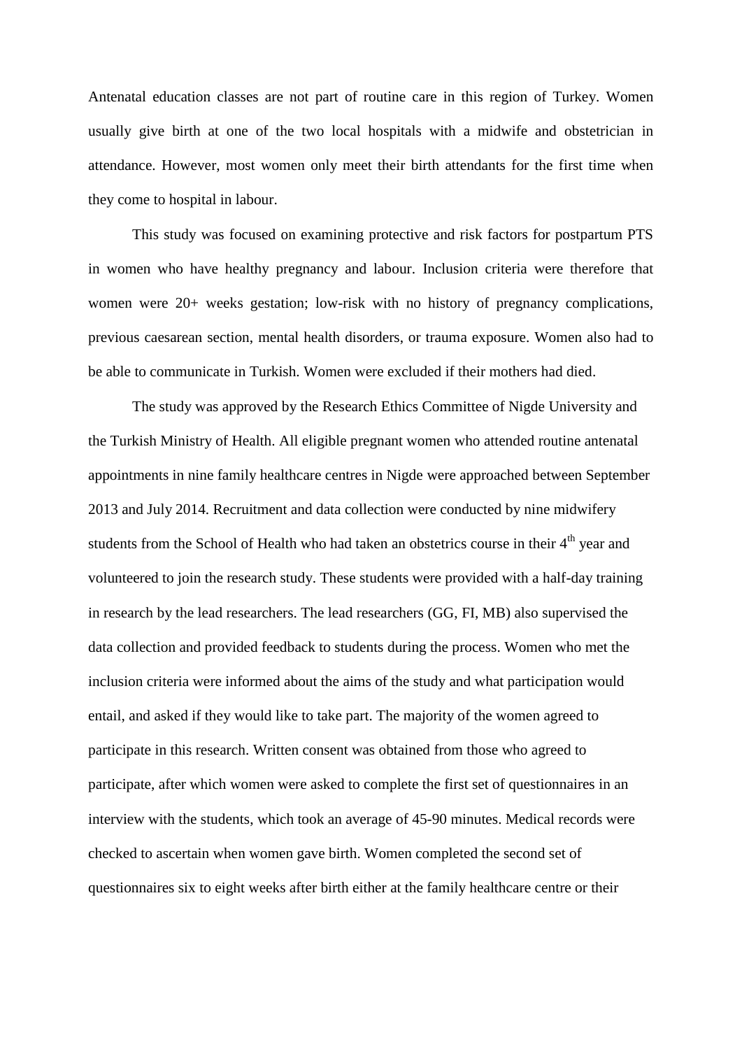Antenatal education classes are not part of routine care in this region of Turkey. Women usually give birth at one of the two local hospitals with a midwife and obstetrician in attendance. However, most women only meet their birth attendants for the first time when they come to hospital in labour.

This study was focused on examining protective and risk factors for postpartum PTS in women who have healthy pregnancy and labour. Inclusion criteria were therefore that women were 20+ weeks gestation; low-risk with no history of pregnancy complications, previous caesarean section, mental health disorders, or trauma exposure. Women also had to be able to communicate in Turkish. Women were excluded if their mothers had died.

The study was approved by the Research Ethics Committee of Nigde University and the Turkish Ministry of Health. All eligible pregnant women who attended routine antenatal appointments in nine family healthcare centres in Nigde were approached between September 2013 and July 2014. Recruitment and data collection were conducted by nine midwifery students from the School of Health who had taken an obstetrics course in their 4th year and volunteered to join the research study. These students were provided with a half-day training in research by the lead researchers. The lead researchers (GG, FI, MB) also supervised the data collection and provided feedback to students during the process. Women who met the inclusion criteria were informed about the aims of the study and what participation would entail, and asked if they would like to take part. The majority of the women agreed to participate in this research. Written consent was obtained from those who agreed to participate, after which women were asked to complete the first set of questionnaires in an interview with the students, which took an average of 45-90 minutes. Medical records were checked to ascertain when women gave birth. Women completed the second set of questionnaires six to eight weeks after birth either at the family healthcare centre or their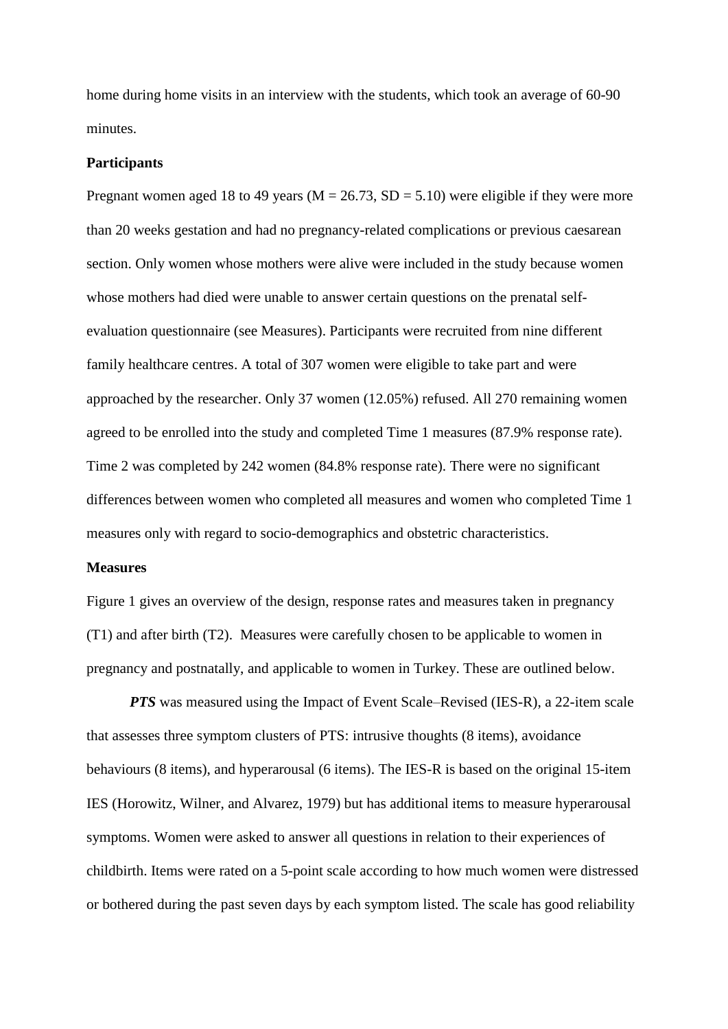home during home visits in an interview with the students, which took an average of 60-90 minutes.

**Participants**

Pregnant women aged 18 to 49 years (M = 26.73, SD = 5.10) were eligible if they were more than 20 weeks gestation and had no pregnancy-related complications or previous caesarean section. Only women whose mothers were alive were included in the study because women whose mothers had died were unable to answer certain questions on the prenatal self-evaluation questionnaire (see Measures). Participants were recruited from nine different family healthcare centres. A total of 307 women were eligible to take part and were approached by the researcher. Only 37 women (12.05%) refused. All 270 remaining women agreed to be enrolled into the study and completed Time 1 measures (87.9% response rate). Time 2 was completed by 242 women (84.8% response rate). There were no significant differences between women who completed all measures and women who completed Time 1 measures only with regard to socio-demographics and obstetric characteristics.

**Measures**

Figure 1 gives an overview of the design, response rates and measures taken in pregnancy (T1) and after birth (T2). Measures were carefully chosen to be applicable to women in pregnancy and postnatally, and applicable to women in Turkey. These are outlined below.

***PTS*** was measured using the Impact of Event Scale–Revised (IES-R), a 22-item scale that assesses three symptom clusters of PTS: intrusive thoughts (8 items), avoidance behaviours (8 items), and hyperarousal (6 items). The IES-R is based on the original 15-item IES (Horowitz, Wilner, and Alvarez, 1979) but has additional items to measure hyperarousal symptoms. Women were asked to answer all questions in relation to their experiences of childbirth. Items were rated on a 5-point scale according to how much women were distressed or bothered during the past seven days by each symptom listed. The scale has good reliability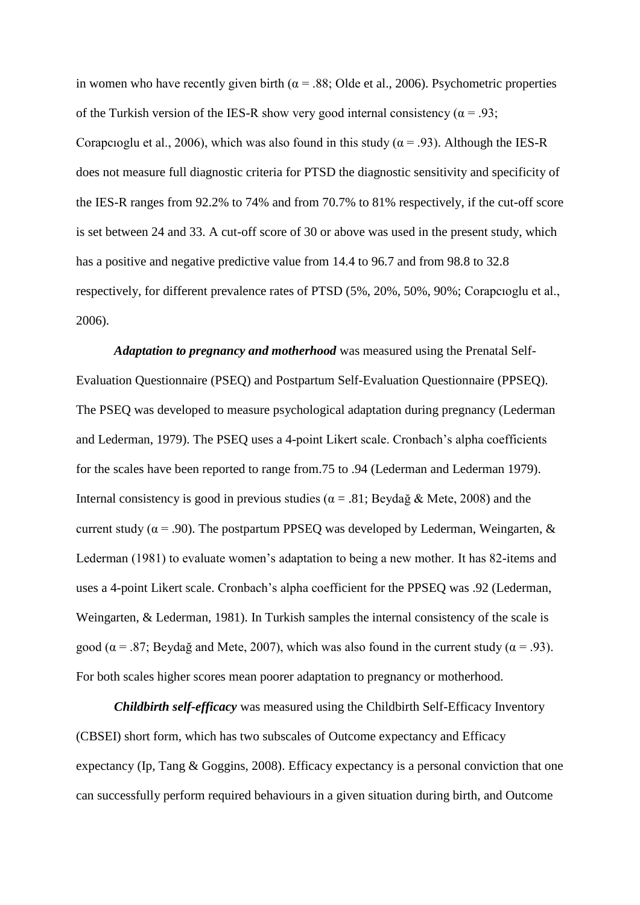in women who have recently given birth ($\alpha$ = .88; Olde et al., 2006). Psychometric properties of the Turkish version of the IES-R show very good internal consistency ($\alpha$ = .93; Corapcıoglu et al., 2006), which was also found in this study ($\alpha$ = .93). Although the IES-R does not measure full diagnostic criteria for PTSD the diagnostic sensitivity and specificity of the IES-R ranges from 92.2% to 74% and from 70.7% to 81% respectively, if the cut-off score is set between 24 and 33. A cut-off score of 30 or above was used in the present study, which has a positive and negative predictive value from 14.4 to 96.7 and from 98.8 to 32.8 respectively, for different prevalence rates of PTSD (5%, 20%, 50%, 90%; Corapcıoglu et al., 2006).

***Adaptation to pregnancy and motherhood*** was measured using the Prenatal Self-Evaluation Questionnaire (PSEQ) and Postpartum Self-Evaluation Questionnaire (PPSEQ). The PSEQ was developed to measure psychological adaptation during pregnancy (Lederman and Lederman, 1979). The PSEQ uses a 4-point Likert scale. Cronbach's alpha coefficients for the scales have been reported to range from.75 to .94 (Lederman and Lederman 1979). Internal consistency is good in previous studies ($\alpha$ = .81; Beydağ & Mete, 2008) and the current study ($\alpha$ = .90). The postpartum PPSEQ was developed by Lederman, Weingarten, & Lederman (1981) to evaluate women's adaptation to being a new mother. It has 82-items and uses a 4-point Likert scale. Cronbach's alpha coefficient for the PPSEQ was .92 (Lederman, Weingarten, & Lederman, 1981). In Turkish samples the internal consistency of the scale is good ($\alpha$ = .87; Beydağ and Mete, 2007), which was also found in the current study ($\alpha$ = .93). For both scales higher scores mean poorer adaptation to pregnancy or motherhood.

***Childbirth self-efficacy*** was measured using the Childbirth Self-Efficacy Inventory (CBSEI) short form, which has two subscales of Outcome expectancy and Efficacy expectancy (Ip, Tang & Goggins, 2008). Efficacy expectancy is a personal conviction that one can successfully perform required behaviours in a given situation during birth, and Outcome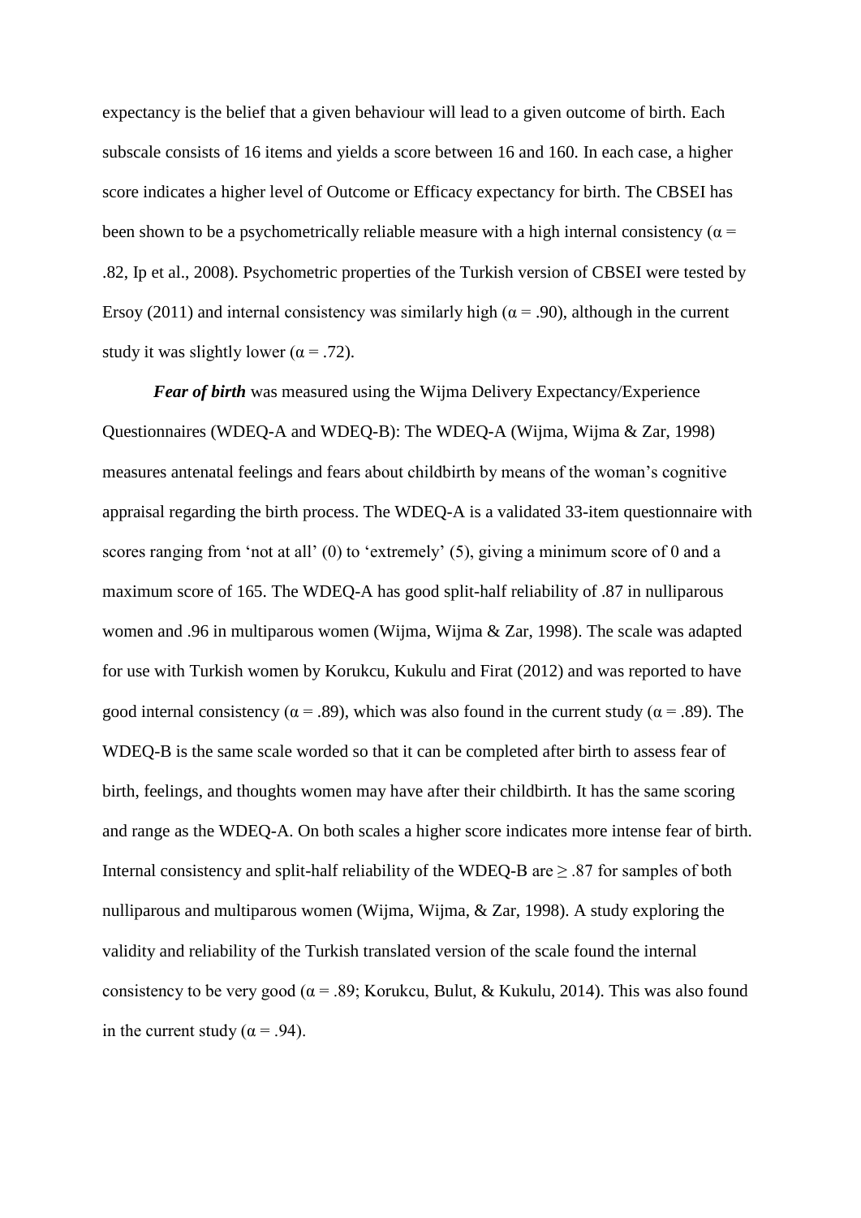expectancy is the belief that a given behaviour will lead to a given outcome of birth. Each subscale consists of 16 items and yields a score between 16 and 160. In each case, a higher score indicates a higher level of Outcome or Efficacy expectancy for birth. The CBSEI has been shown to be a psychometrically reliable measure with a high internal consistency (α = .82, Ip et al., 2008). Psychometric properties of the Turkish version of CBSEI were tested by Ersoy (2011) and internal consistency was similarly high (α = .90), although in the current study it was slightly lower (α = .72).

***Fear of birth*** was measured using the Wijma Delivery Expectancy/Experience Questionnaires (WDEQ-A and WDEQ-B): The WDEQ-A (Wijma, Wijma & Zar, 1998) measures antenatal feelings and fears about childbirth by means of the woman's cognitive appraisal regarding the birth process. The WDEQ-A is a validated 33-item questionnaire with scores ranging from 'not at all' (0) to 'extremely' (5), giving a minimum score of 0 and a maximum score of 165. The WDEQ-A has good split-half reliability of .87 in nulliparous women and .96 in multiparous women (Wijma, Wijma & Zar, 1998). The scale was adapted for use with Turkish women by Korukcu, Kukulu and Firat (2012) and was reported to have good internal consistency (α = .89), which was also found in the current study (α = .89). The WDEQ-B is the same scale worded so that it can be completed after birth to assess fear of birth, feelings, and thoughts women may have after their childbirth. It has the same scoring and range as the WDEQ-A. On both scales a higher score indicates more intense fear of birth. Internal consistency and split-half reliability of the WDEQ-B are ≥ .87 for samples of both nulliparous and multiparous women (Wijma, Wijma, & Zar, 1998). A study exploring the validity and reliability of the Turkish translated version of the scale found the internal consistency to be very good (α = .89; Korukcu, Bulut, & Kukulu, 2014). This was also found in the current study (α = .94).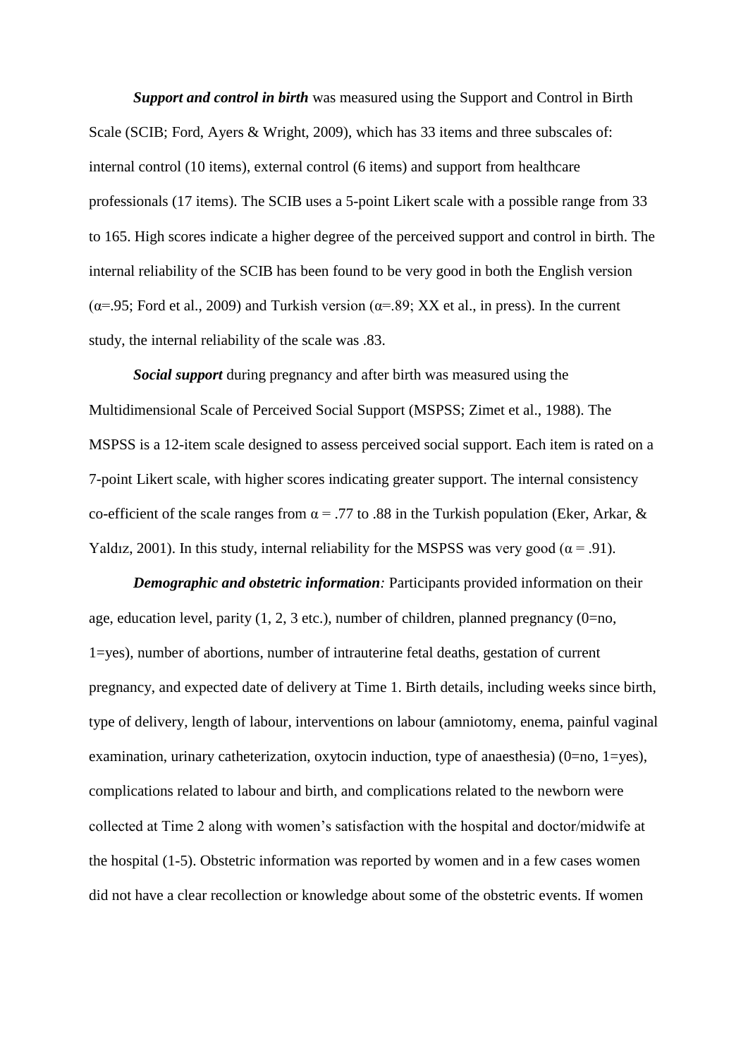***Support and control in birth*** was measured using the Support and Control in Birth Scale (SCIB; Ford, Ayers & Wright, 2009), which has 33 items and three subscales of: internal control (10 items), external control (6 items) and support from healthcare professionals (17 items). The SCIB uses a 5-point Likert scale with a possible range from 33 to 165. High scores indicate a higher degree of the perceived support and control in birth. The internal reliability of the SCIB has been found to be very good in both the English version ($\alpha$=.95; Ford et al., 2009) and Turkish version ($\alpha$=.89; XX et al., in press). In the current study, the internal reliability of the scale was .83.

***Social support*** during pregnancy and after birth was measured using the Multidimensional Scale of Perceived Social Support (MSPSS; Zimet et al., 1988). The MSPSS is a 12-item scale designed to assess perceived social support. Each item is rated on a 7-point Likert scale, with higher scores indicating greater support. The internal consistency co-efficient of the scale ranges from $\alpha$ = .77 to .88 in the Turkish population (Eker, Arkar, & Yaldız, 2001). In this study, internal reliability for the MSPSS was very good ($\alpha$ = .91).

***Demographic and obstetric information****:* Participants provided information on their age, education level, parity (1, 2, 3 etc.), number of children, planned pregnancy (0=no, 1=yes), number of abortions, number of intrauterine fetal deaths, gestation of current pregnancy, and expected date of delivery at Time 1. Birth details, including weeks since birth, type of delivery, length of labour, interventions on labour (amniotomy, enema, painful vaginal examination, urinary catheterization, oxytocin induction, type of anaesthesia) (0=no, 1=yes), complications related to labour and birth, and complications related to the newborn were collected at Time 2 along with women's satisfaction with the hospital and doctor/midwife at the hospital (1-5). Obstetric information was reported by women and in a few cases women did not have a clear recollection or knowledge about some of the obstetric events. If women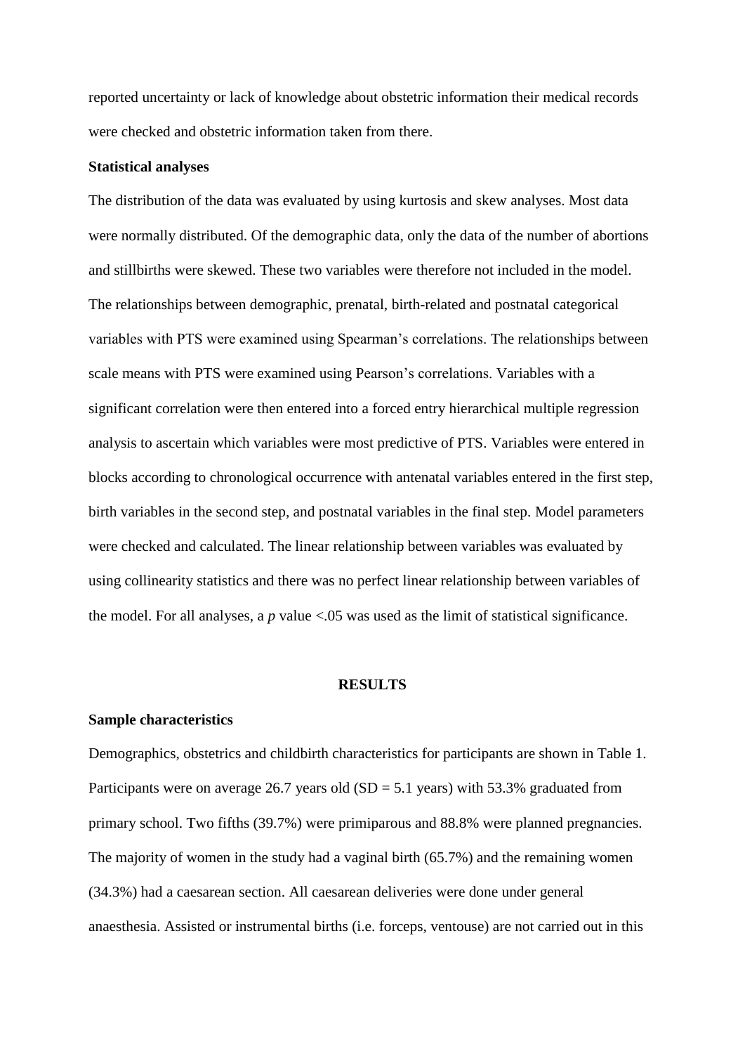reported uncertainty or lack of knowledge about obstetric information their medical records were checked and obstetric information taken from there.

**Statistical analyses**

The distribution of the data was evaluated by using kurtosis and skew analyses. Most data were normally distributed. Of the demographic data, only the data of the number of abortions and stillbirths were skewed. These two variables were therefore not included in the model. The relationships between demographic, prenatal, birth-related and postnatal categorical variables with PTS were examined using Spearman's correlations. The relationships between scale means with PTS were examined using Pearson's correlations. Variables with a significant correlation were then entered into a forced entry hierarchical multiple regression analysis to ascertain which variables were most predictive of PTS. Variables were entered in blocks according to chronological occurrence with antenatal variables entered in the first step, birth variables in the second step, and postnatal variables in the final step. Model parameters were checked and calculated. The linear relationship between variables was evaluated by using collinearity statistics and there was no perfect linear relationship between variables of the model. For all analyses, a $p$ value $<.05$ was used as the limit of statistical significance.

## RESULTS

**Sample characteristics**

Demographics, obstetrics and childbirth characteristics for participants are shown in Table 1. Participants were on average 26.7 years old (SD = 5.1 years) with 53.3% graduated from primary school. Two fifths (39.7%) were primiparous and 88.8% were planned pregnancies. The majority of women in the study had a vaginal birth (65.7%) and the remaining women (34.3%) had a caesarean section. All caesarean deliveries were done under general anaesthesia. Assisted or instrumental births (i.e. forceps, ventouse) are not carried out in this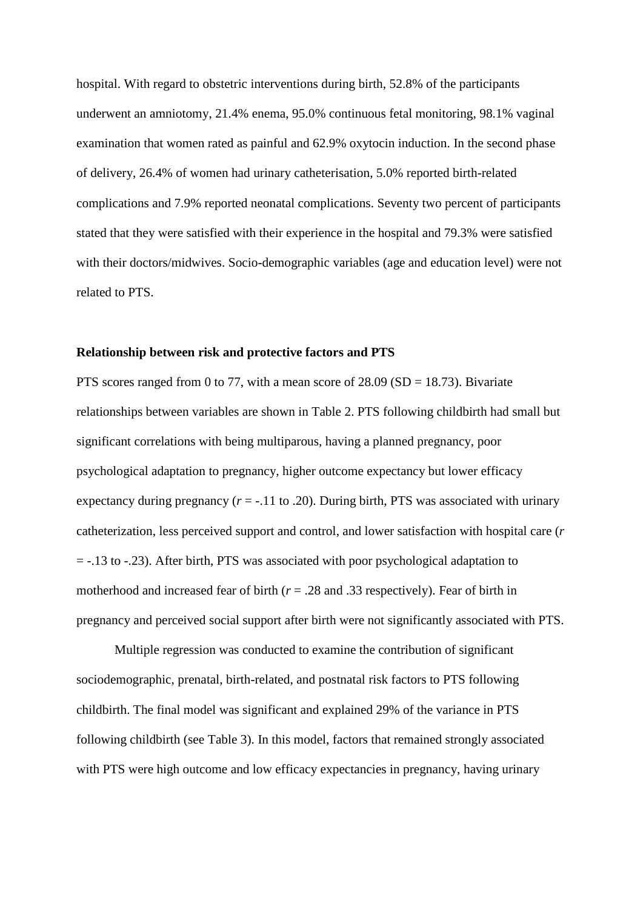hospital. With regard to obstetric interventions during birth, 52.8% of the participants underwent an amniotomy, 21.4% enema, 95.0% continuous fetal monitoring, 98.1% vaginal examination that women rated as painful and 62.9% oxytocin induction. In the second phase of delivery, 26.4% of women had urinary catheterisation, 5.0% reported birth-related complications and 7.9% reported neonatal complications. Seventy two percent of participants stated that they were satisfied with their experience in the hospital and 79.3% were satisfied with their doctors/midwives. Socio-demographic variables (age and education level) were not related to PTS.

### Relationship between risk and protective factors and PTS

PTS scores ranged from 0 to 77, with a mean score of 28.09 (SD = 18.73). Bivariate relationships between variables are shown in Table 2. PTS following childbirth had small but significant correlations with being multiparous, having a planned pregnancy, poor psychological adaptation to pregnancy, higher outcome expectancy but lower efficacy expectancy during pregnancy ($r$ = -.11 to .20). During birth, PTS was associated with urinary catheterization, less perceived support and control, and lower satisfaction with hospital care ($r$ = -.13 to -.23). After birth, PTS was associated with poor psychological adaptation to motherhood and increased fear of birth ($r$ = .28 and .33 respectively). Fear of birth in pregnancy and perceived social support after birth were not significantly associated with PTS.

Multiple regression was conducted to examine the contribution of significant sociodemographic, prenatal, birth-related, and postnatal risk factors to PTS following childbirth. The final model was significant and explained 29% of the variance in PTS following childbirth (see Table 3). In this model, factors that remained strongly associated with PTS were high outcome and low efficacy expectancies in pregnancy, having urinary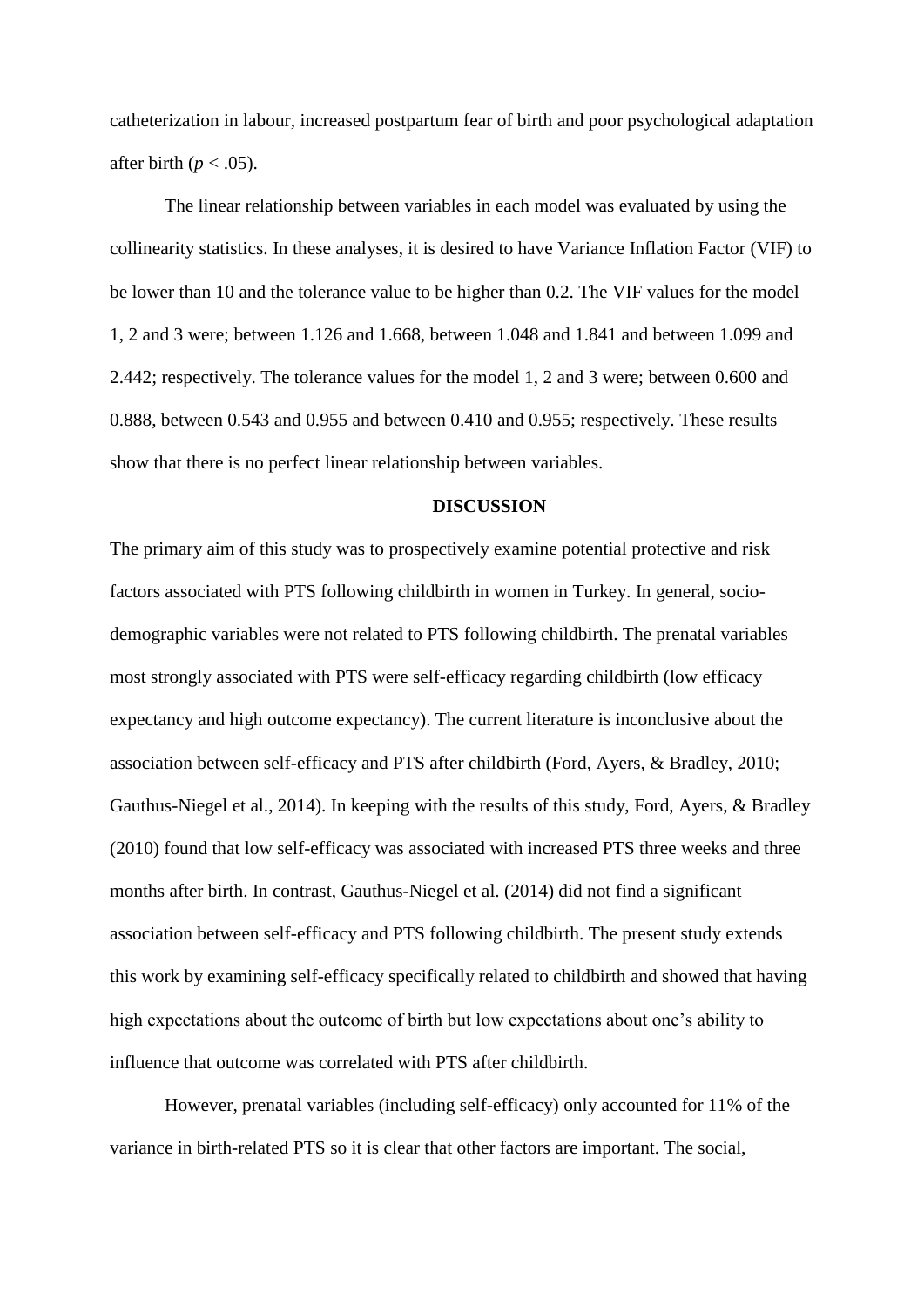catheterization in labour, increased postpartum fear of birth and poor psychological adaptation after birth ($p < .05$).

The linear relationship between variables in each model was evaluated by using the collinearity statistics. In these analyses, it is desired to have Variance Inflation Factor (VIF) to be lower than 10 and the tolerance value to be higher than 0.2. The VIF values for the model 1, 2 and 3 were; between 1.126 and 1.668, between 1.048 and 1.841 and between 1.099 and 2.442; respectively. The tolerance values for the model 1, 2 and 3 were; between 0.600 and 0.888, between 0.543 and 0.955 and between 0.410 and 0.955; respectively. These results show that there is no perfect linear relationship between variables.

## DISCUSSION

The primary aim of this study was to prospectively examine potential protective and risk factors associated with PTS following childbirth in women in Turkey. In general, socio-demographic variables were not related to PTS following childbirth. The prenatal variables most strongly associated with PTS were self-efficacy regarding childbirth (low efficacy expectancy and high outcome expectancy). The current literature is inconclusive about the association between self-efficacy and PTS after childbirth (Ford, Ayers, & Bradley, 2010; Gauthus-Niegel et al., 2014). In keeping with the results of this study, Ford, Ayers, & Bradley (2010) found that low self-efficacy was associated with increased PTS three weeks and three months after birth. In contrast, Gauthus-Niegel et al. (2014) did not find a significant association between self-efficacy and PTS following childbirth. The present study extends this work by examining self-efficacy specifically related to childbirth and showed that having high expectations about the outcome of birth but low expectations about one's ability to influence that outcome was correlated with PTS after childbirth.

However, prenatal variables (including self-efficacy) only accounted for 11% of the variance in birth-related PTS so it is clear that other factors are important. The social,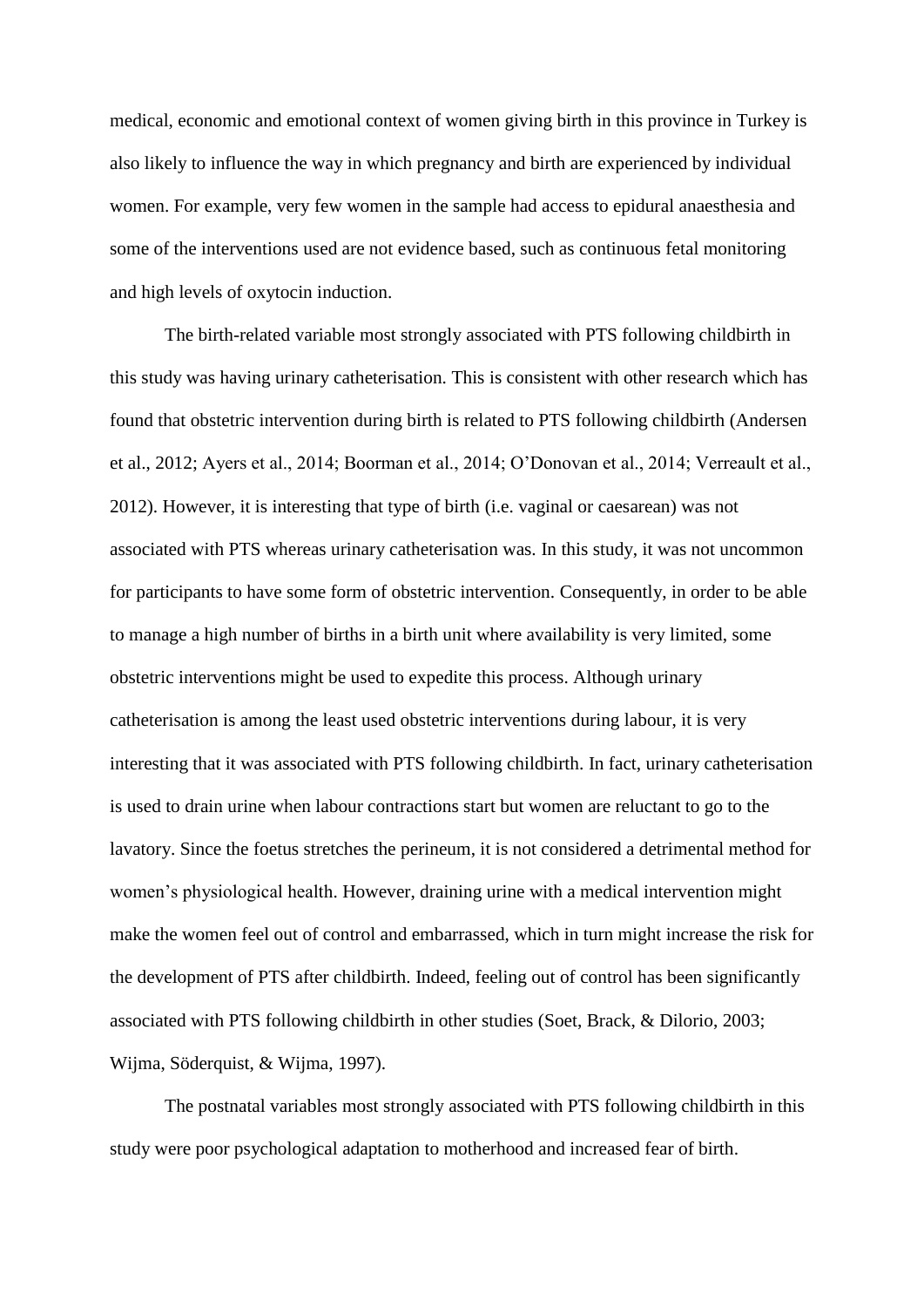medical, economic and emotional context of women giving birth in this province in Turkey is also likely to influence the way in which pregnancy and birth are experienced by individual women. For example, very few women in the sample had access to epidural anaesthesia and some of the interventions used are not evidence based, such as continuous fetal monitoring and high levels of oxytocin induction.

The birth-related variable most strongly associated with PTS following childbirth in this study was having urinary catheterisation. This is consistent with other research which has found that obstetric intervention during birth is related to PTS following childbirth (Andersen et al., 2012; Ayers et al., 2014; Boorman et al., 2014; O'Donovan et al., 2014; Verreault et al., 2012). However, it is interesting that type of birth (i.e. vaginal or caesarean) was not associated with PTS whereas urinary catheterisation was. In this study, it was not uncommon for participants to have some form of obstetric intervention. Consequently, in order to be able to manage a high number of births in a birth unit where availability is very limited, some obstetric interventions might be used to expedite this process. Although urinary catheterisation is among the least used obstetric interventions during labour, it is very interesting that it was associated with PTS following childbirth. In fact, urinary catheterisation is used to drain urine when labour contractions start but women are reluctant to go to the lavatory. Since the foetus stretches the perineum, it is not considered a detrimental method for women's physiological health. However, draining urine with a medical intervention might make the women feel out of control and embarrassed, which in turn might increase the risk for the development of PTS after childbirth. Indeed, feeling out of control has been significantly associated with PTS following childbirth in other studies (Soet, Brack, & Dilorio, 2003; Wijma, Söderquist, & Wijma, 1997).

The postnatal variables most strongly associated with PTS following childbirth in this study were poor psychological adaptation to motherhood and increased fear of birth.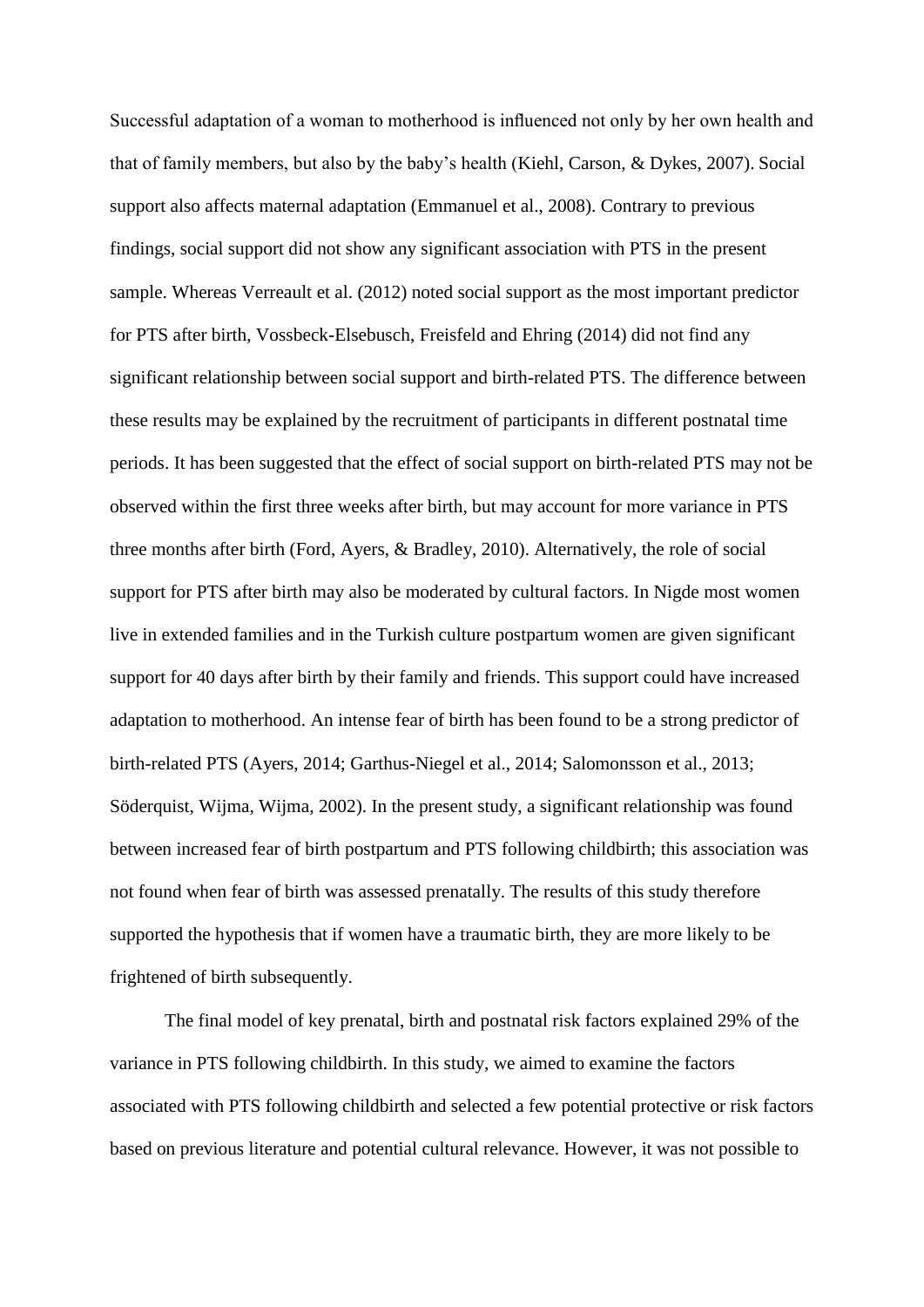Successful adaptation of a woman to motherhood is influenced not only by her own health and that of family members, but also by the baby's health (Kiehl, Carson, & Dykes, 2007). Social support also affects maternal adaptation (Emmanuel et al., 2008). Contrary to previous findings, social support did not show any significant association with PTS in the present sample. Whereas Verreault et al. (2012) noted social support as the most important predictor for PTS after birth, Vossbeck-Elsebusch, Freisfeld and Ehring (2014) did not find any significant relationship between social support and birth-related PTS. The difference between these results may be explained by the recruitment of participants in different postnatal time periods. It has been suggested that the effect of social support on birth-related PTS may not be observed within the first three weeks after birth, but may account for more variance in PTS three months after birth (Ford, Ayers, & Bradley, 2010). Alternatively, the role of social support for PTS after birth may also be moderated by cultural factors. In Nigde most women live in extended families and in the Turkish culture postpartum women are given significant support for 40 days after birth by their family and friends. This support could have increased adaptation to motherhood. An intense fear of birth has been found to be a strong predictor of birth-related PTS (Ayers, 2014; Garthus-Niegel et al., 2014; Salomonsson et al., 2013; Söderquist, Wijma, Wijma, 2002). In the present study, a significant relationship was found between increased fear of birth postpartum and PTS following childbirth; this association was not found when fear of birth was assessed prenatally. The results of this study therefore supported the hypothesis that if women have a traumatic birth, they are more likely to be frightened of birth subsequently.

The final model of key prenatal, birth and postnatal risk factors explained 29% of the variance in PTS following childbirth. In this study, we aimed to examine the factors associated with PTS following childbirth and selected a few potential protective or risk factors based on previous literature and potential cultural relevance. However, it was not possible to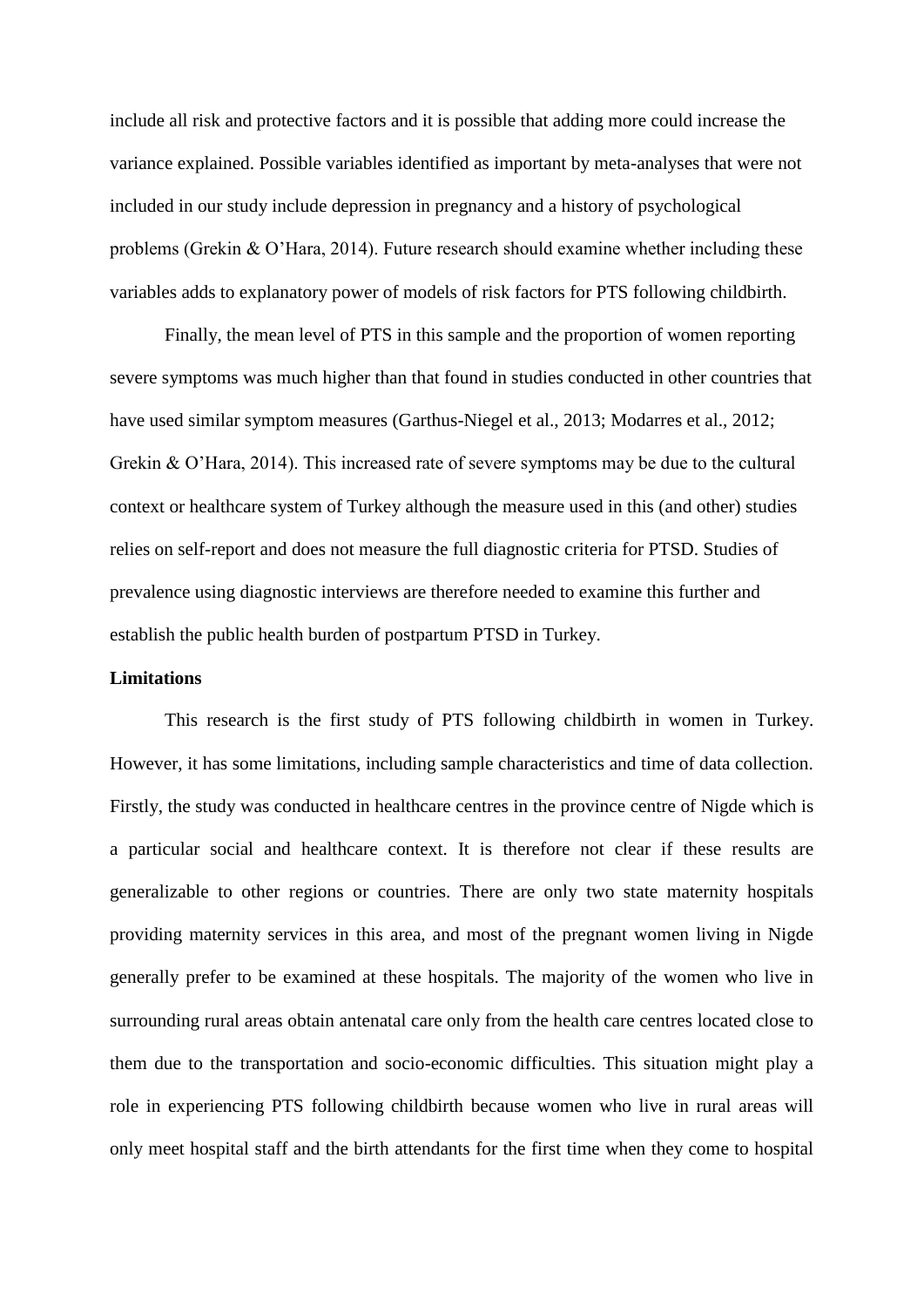include all risk and protective factors and it is possible that adding more could increase the variance explained. Possible variables identified as important by meta-analyses that were not included in our study include depression in pregnancy and a history of psychological problems (Grekin & O'Hara, 2014). Future research should examine whether including these variables adds to explanatory power of models of risk factors for PTS following childbirth.

Finally, the mean level of PTS in this sample and the proportion of women reporting severe symptoms was much higher than that found in studies conducted in other countries that have used similar symptom measures (Garthus-Niegel et al., 2013; Modarres et al., 2012; Grekin & O'Hara, 2014). This increased rate of severe symptoms may be due to the cultural context or healthcare system of Turkey although the measure used in this (and other) studies relies on self-report and does not measure the full diagnostic criteria for PTSD. Studies of prevalence using diagnostic interviews are therefore needed to examine this further and establish the public health burden of postpartum PTSD in Turkey.

**Limitations**

This research is the first study of PTS following childbirth in women in Turkey. However, it has some limitations, including sample characteristics and time of data collection. Firstly, the study was conducted in healthcare centres in the province centre of Nigde which is a particular social and healthcare context. It is therefore not clear if these results are generalizable to other regions or countries. There are only two state maternity hospitals providing maternity services in this area, and most of the pregnant women living in Nigde generally prefer to be examined at these hospitals. The majority of the women who live in surrounding rural areas obtain antenatal care only from the health care centres located close to them due to the transportation and socio-economic difficulties. This situation might play a role in experiencing PTS following childbirth because women who live in rural areas will only meet hospital staff and the birth attendants for the first time when they come to hospital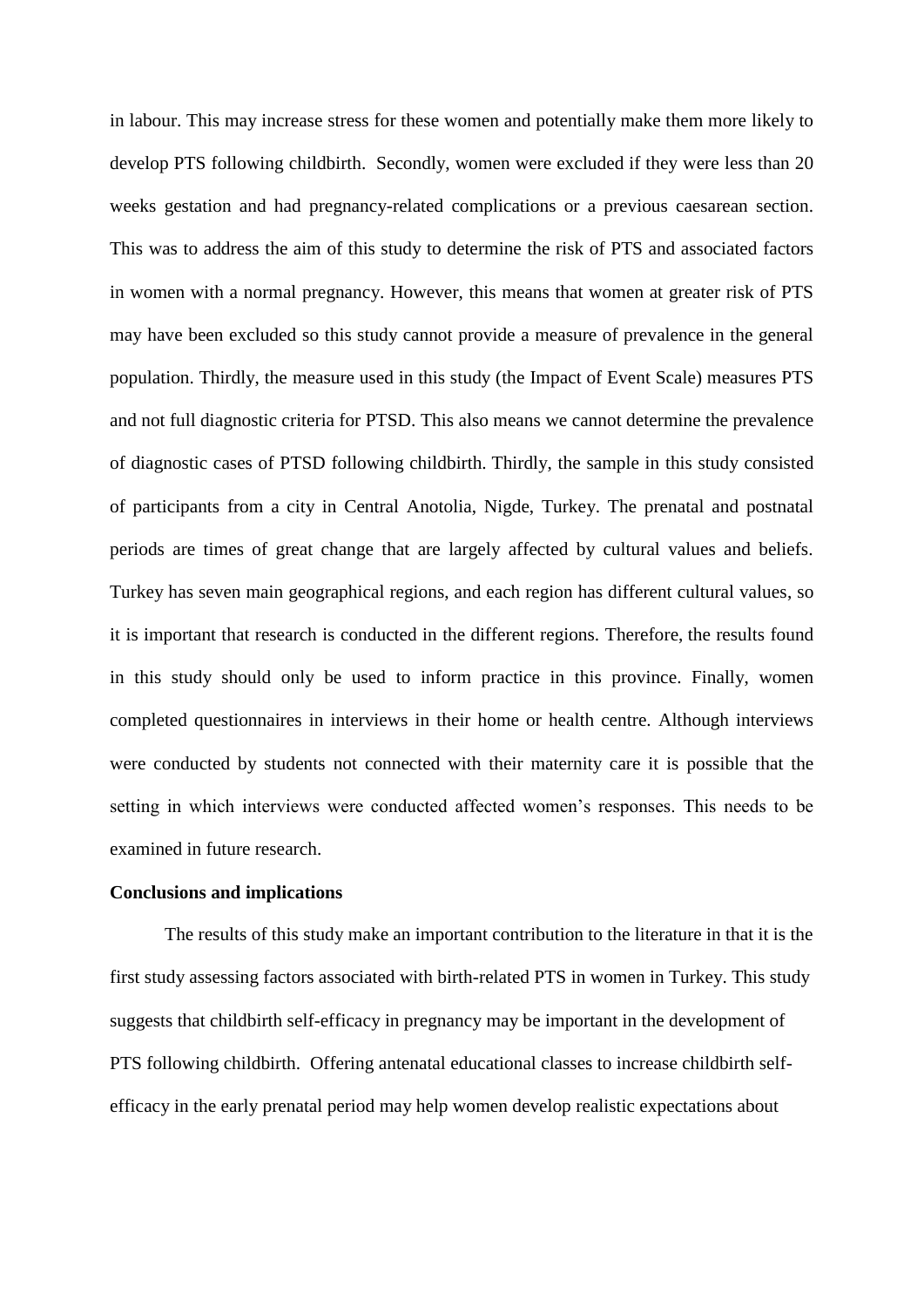in labour. This may increase stress for these women and potentially make them more likely to develop PTS following childbirth. Secondly, women were excluded if they were less than 20 weeks gestation and had pregnancy-related complications or a previous caesarean section. This was to address the aim of this study to determine the risk of PTS and associated factors in women with a normal pregnancy. However, this means that women at greater risk of PTS may have been excluded so this study cannot provide a measure of prevalence in the general population. Thirdly, the measure used in this study (the Impact of Event Scale) measures PTS and not full diagnostic criteria for PTSD. This also means we cannot determine the prevalence of diagnostic cases of PTSD following childbirth. Thirdly, the sample in this study consisted of participants from a city in Central Anotolia, Nigde, Turkey. The prenatal and postnatal periods are times of great change that are largely affected by cultural values and beliefs. Turkey has seven main geographical regions, and each region has different cultural values, so it is important that research is conducted in the different regions. Therefore, the results found in this study should only be used to inform practice in this province. Finally, women completed questionnaires in interviews in their home or health centre. Although interviews were conducted by students not connected with their maternity care it is possible that the setting in which interviews were conducted affected women's responses. This needs to be examined in future research.

**Conclusions and implications**

The results of this study make an important contribution to the literature in that it is the first study assessing factors associated with birth-related PTS in women in Turkey. This study suggests that childbirth self-efficacy in pregnancy may be important in the development of PTS following childbirth. Offering antenatal educational classes to increase childbirth self-efficacy in the early prenatal period may help women develop realistic expectations about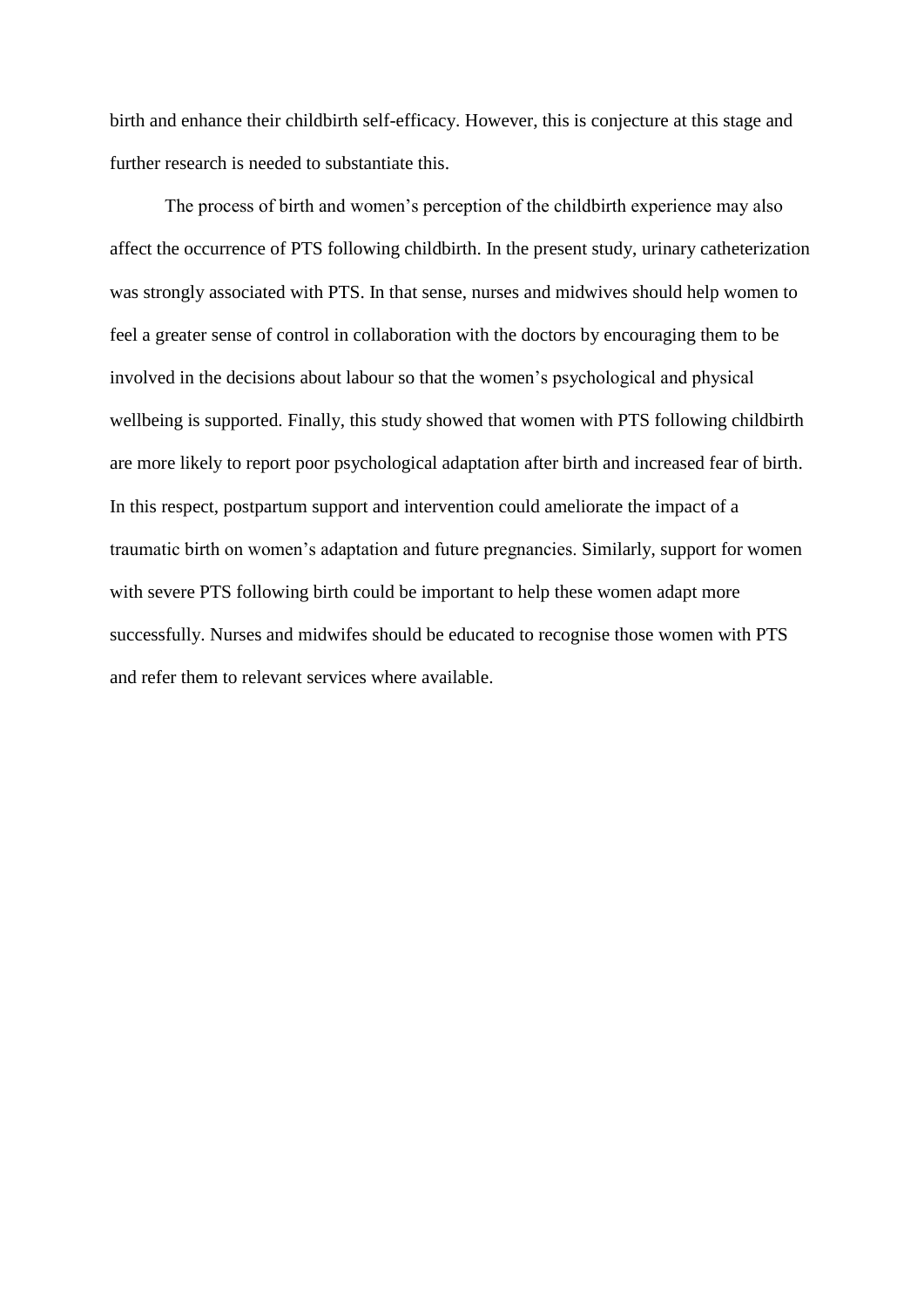birth and enhance their childbirth self-efficacy. However, this is conjecture at this stage and further research is needed to substantiate this.

The process of birth and women's perception of the childbirth experience may also affect the occurrence of PTS following childbirth. In the present study, urinary catheterization was strongly associated with PTS. In that sense, nurses and midwives should help women to feel a greater sense of control in collaboration with the doctors by encouraging them to be involved in the decisions about labour so that the women's psychological and physical wellbeing is supported. Finally, this study showed that women with PTS following childbirth are more likely to report poor psychological adaptation after birth and increased fear of birth. In this respect, postpartum support and intervention could ameliorate the impact of a traumatic birth on women's adaptation and future pregnancies. Similarly, support for women with severe PTS following birth could be important to help these women adapt more successfully. Nurses and midwifes should be educated to recognise those women with PTS and refer them to relevant services where available.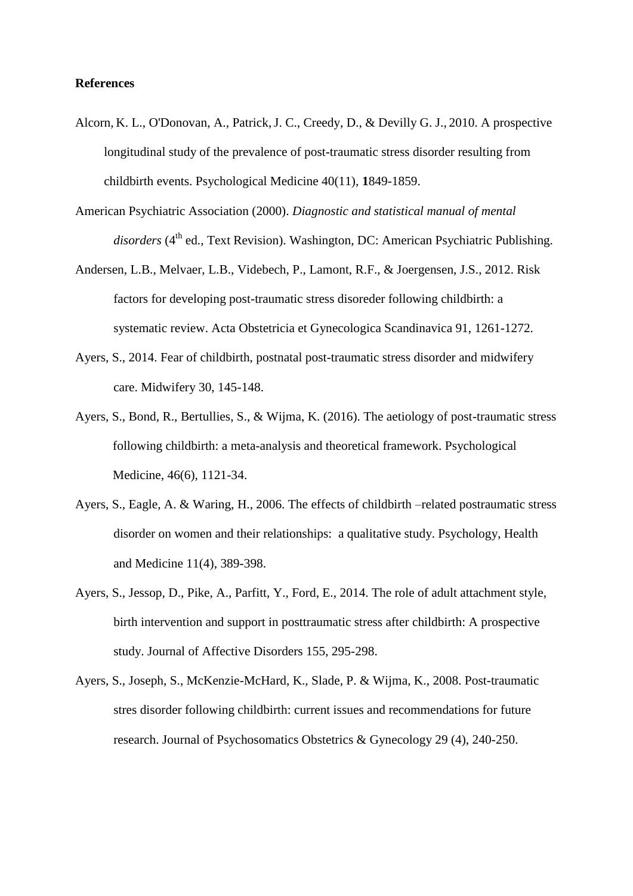**References**

Alcorn, K. L., O'Donovan, A., Patrick, J. C., Creedy, D., & Devilly G. J., 2010. A prospective longitudinal study of the prevalence of post-traumatic stress disorder resulting from childbirth events. Psychological Medicine 40(11), **1**849-1859.

American Psychiatric Association (2000). *Diagnostic and statistical manual of mental disorders* (4th ed., Text Revision). Washington, DC: American Psychiatric Publishing.

Andersen, L.B., Melvaer, L.B., Videbech, P., Lamont, R.F., & Joergensen, J.S., 2012. Risk factors for developing post-traumatic stress disoreder following childbirth: a systematic review. Acta Obstetricia et Gynecologica Scandinavica 91, 1261-1272.

Ayers, S., 2014. Fear of childbirth, postnatal post-traumatic stress disorder and midwifery care. Midwifery 30, 145-148.

Ayers, S., Bond, R., Bertullies, S., & Wijma, K. (2016). The aetiology of post-traumatic stress following childbirth: a meta-analysis and theoretical framework. Psychological Medicine, 46(6), 1121-34.

Ayers, S., Eagle, A. & Waring, H., 2006. The effects of childbirth –related postraumatic stress disorder on women and their relationships: a qualitative study. Psychology, Health and Medicine 11(4), 389-398.

Ayers, S., Jessop, D., Pike, A., Parfitt, Y., Ford, E., 2014. The role of adult attachment style, birth intervention and support in posttraumatic stress after childbirth: A prospective study. Journal of Affective Disorders 155, 295-298.

Ayers, S., Joseph, S., McKenzie-McHard, K., Slade, P. & Wijma, K., 2008. Post-traumatic stres disorder following childbirth: current issues and recommendations for future research. Journal of Psychosomatics Obstetrics & Gynecology 29 (4), 240-250.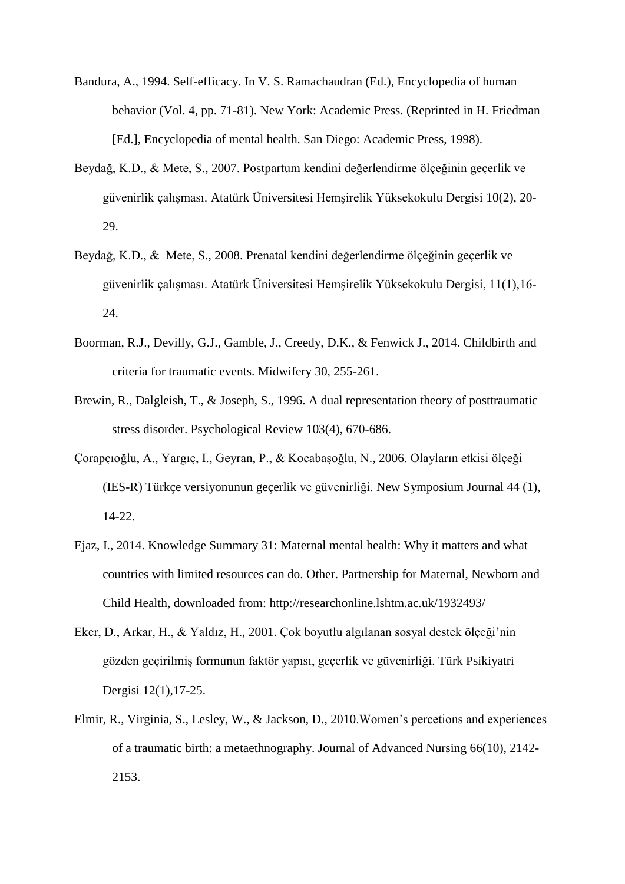Bandura, A., 1994. Self-efficacy. In V. S. Ramachaudran (Ed.), Encyclopedia of human behavior (Vol. 4, pp. 71-81). New York: Academic Press. (Reprinted in H. Friedman [Ed.], Encyclopedia of mental health. San Diego: Academic Press, 1998).

Beydağ, K.D., & Mete, S., 2007. Postpartum kendini değerlendirme ölçeğinin geçerlik ve güvenirlik çalışması. Atatürk Üniversitesi Hemşirelik Yüksekokulu Dergisi 10(2), 20-29.

Beydağ, K.D., & Mete, S., 2008. Prenatal kendini değerlendirme ölçeğinin geçerlik ve güvenirlik çalışması. Atatürk Üniversitesi Hemşirelik Yüksekokulu Dergisi, 11(1),16-24.

Boorman, R.J., Devilly, G.J., Gamble, J., Creedy, D.K., & Fenwick J., 2014. Childbirth and criteria for traumatic events. Midwifery 30, 255-261.

Brewin, R., Dalgleish, T., & Joseph, S., 1996. A dual representation theory of posttraumatic stress disorder. Psychological Review 103(4), 670-686.

Çorapçıoğlu, A., Yargıç, I., Geyran, P., & Kocabaşoğlu, N., 2006. Olayların etkisi ölçeği (IES-R) Türkçe versiyonunun geçerlik ve güvenirliği. New Symposium Journal 44 (1), 14-22.

Ejaz, I., 2014. Knowledge Summary 31: Maternal mental health: Why it matters and what countries with limited resources can do. Other. Partnership for Maternal, Newborn and Child Health, downloaded from: http://researchonline.lshtm.ac.uk/1932493/

Eker, D., Arkar, H., & Yaldız, H., 2001. Çok boyutlu algılanan sosyal destek ölçeği'nin gözden geçirilmiş formunun faktör yapısı, geçerlik ve güvenirliği. Türk Psikiyatri Dergisi 12(1),17-25.

Elmir, R., Virginia, S., Lesley, W., & Jackson, D., 2010.Women's percetions and experiences of a traumatic birth: a metaethnography. Journal of Advanced Nursing 66(10), 2142-2153.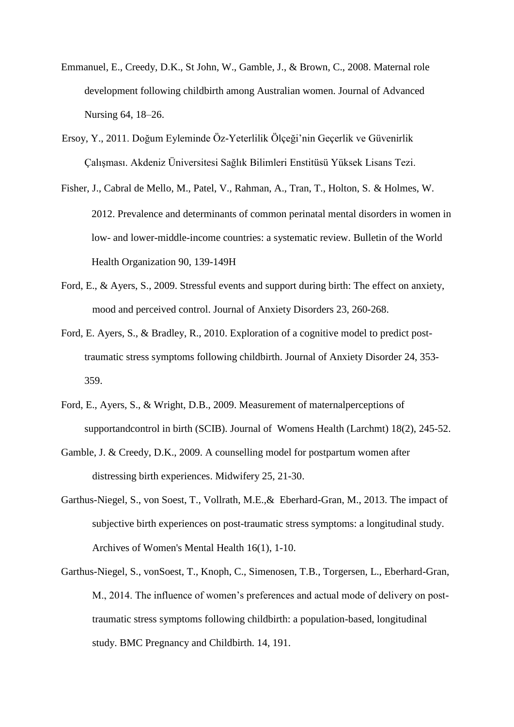Emmanuel, E., Creedy, D.K., St John, W., Gamble, J., & Brown, C., 2008. Maternal role development following childbirth among Australian women. Journal of Advanced Nursing 64, 18–26.

Ersoy, Y., 2011. Doğum Eyleminde Öz-Yeterlilik Ölçeği'nin Geçerlik ve Güvenirlik Çalışması. Akdeniz Üniversitesi Sağlık Bilimleri Enstitüsü Yüksek Lisans Tezi.

Fisher, J., Cabral de Mello, M., Patel, V., Rahman, A., Tran, T., Holton, S. & Holmes, W. 2012. Prevalence and determinants of common perinatal mental disorders in women in low- and lower-middle-income countries: a systematic review. Bulletin of the World Health Organization 90, 139-149H

Ford, E., & Ayers, S., 2009. Stressful events and support during birth: The effect on anxiety, mood and perceived control. Journal of Anxiety Disorders 23, 260-268.

Ford, E. Ayers, S., & Bradley, R., 2010. Exploration of a cognitive model to predict post-traumatic stress symptoms following childbirth. Journal of Anxiety Disorder 24, 353-359.

Ford, E., Ayers, S., & Wright, D.B., 2009. Measurement of maternalperceptions of supportandcontrol in birth (SCIB). Journal of Womens Health (Larchmt) 18(2), 245-52.

Gamble, J. & Creedy, D.K., 2009. A counselling model for postpartum women after distressing birth experiences. Midwifery 25, 21-30.

Garthus-Niegel, S., von Soest, T., Vollrath, M.E.,& Eberhard-Gran, M., 2013. The impact of subjective birth experiences on post-traumatic stress symptoms: a longitudinal study. Archives of Women's Mental Health 16(1), 1-10.

Garthus-Niegel, S., vonSoest, T., Knoph, C., Simenosen, T.B., Torgersen, L., Eberhard-Gran, M., 2014. The influence of women's preferences and actual mode of delivery on post-traumatic stress symptoms following childbirth: a population-based, longitudinal study. BMC Pregnancy and Childbirth. 14, 191.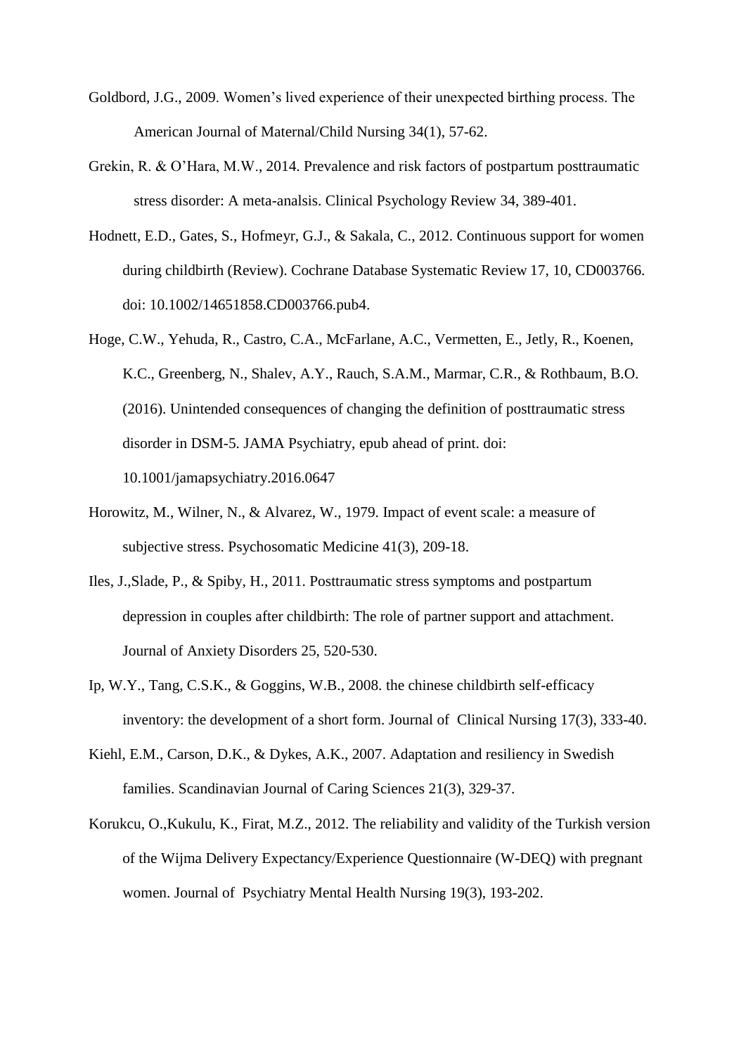Goldbord, J.G., 2009. Women's lived experience of their unexpected birthing process. The American Journal of Maternal/Child Nursing 34(1), 57-62.

Grekin, R. & O'Hara, M.W., 2014. Prevalence and risk factors of postpartum posttraumatic stress disorder: A meta-analsis. Clinical Psychology Review 34, 389-401.

Hodnett, E.D., Gates, S., Hofmeyr, G.J., & Sakala, C., 2012. Continuous support for women during childbirth (Review). Cochrane Database Systematic Review 17, 10, CD003766. doi: 10.1002/14651858.CD003766.pub4.

Hoge, C.W., Yehuda, R., Castro, C.A., McFarlane, A.C., Vermetten, E., Jetly, R., Koenen, K.C., Greenberg, N., Shalev, A.Y., Rauch, S.A.M., Marmar, C.R., & Rothbaum, B.O. (2016). Unintended consequences of changing the definition of posttraumatic stress disorder in DSM-5. JAMA Psychiatry, epub ahead of print. doi: 10.1001/jamapsychiatry.2016.0647

Horowitz, M., Wilner, N., & Alvarez, W., 1979. Impact of event scale: a measure of subjective stress. Psychosomatic Medicine 41(3), 209-18.

Iles, J.,Slade, P., & Spiby, H., 2011. Posttraumatic stress symptoms and postpartum depression in couples after childbirth: The role of partner support and attachment. Journal of Anxiety Disorders 25, 520-530.

Ip, W.Y., Tang, C.S.K., & Goggins, W.B., 2008. the chinese childbirth self-efficacy inventory: the development of a short form. Journal of Clinical Nursing 17(3), 333-40.

Kiehl, E.M., Carson, D.K., & Dykes, A.K., 2007. Adaptation and resiliency in Swedish families. Scandinavian Journal of Caring Sciences 21(3), 329-37.

Korukcu, O.,Kukulu, K., Firat, M.Z., 2012. The reliability and validity of the Turkish version of the Wijma Delivery Expectancy/Experience Questionnaire (W-DEQ) with pregnant women. Journal of Psychiatry Mental Health Nursing 19(3), 193-202.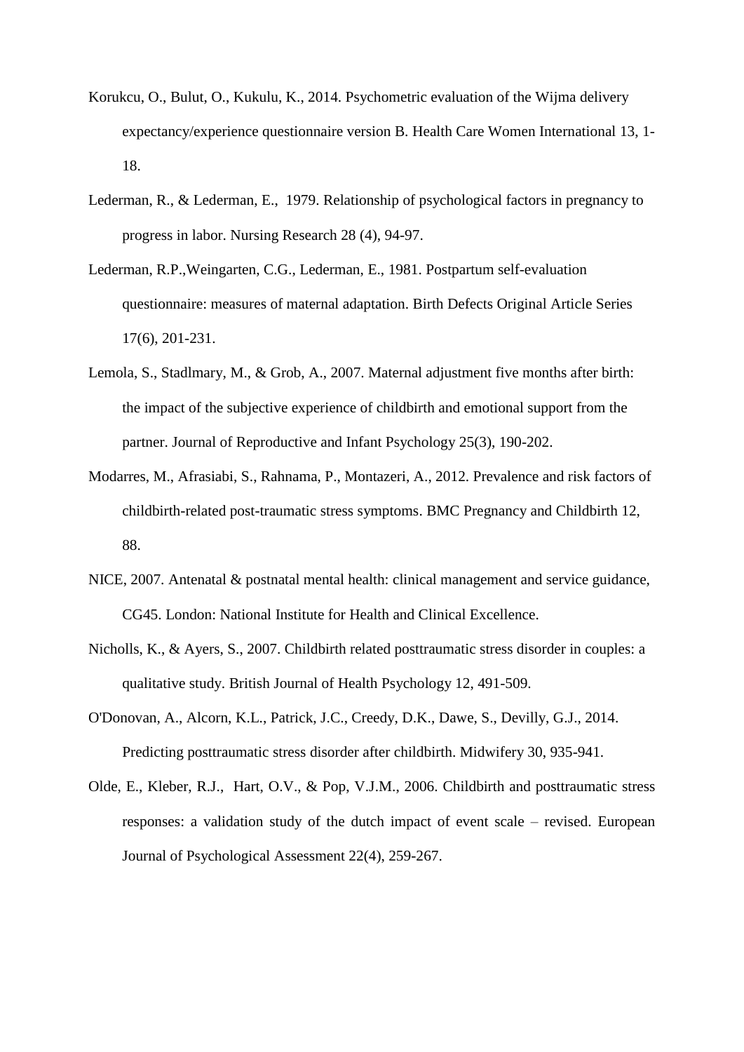Korukcu, O., Bulut, O., Kukulu, K., 2014. Psychometric evaluation of the Wijma delivery expectancy/experience questionnaire version B. Health Care Women International 13, 1-18.

Lederman, R., & Lederman, E., 1979. Relationship of psychological factors in pregnancy to progress in labor. Nursing Research 28 (4), 94-97.

Lederman, R.P.,Weingarten, C.G., Lederman, E., 1981. Postpartum self-evaluation questionnaire: measures of maternal adaptation. Birth Defects Original Article Series 17(6), 201-231.

Lemola, S., Stadlmary, M., & Grob, A., 2007. Maternal adjustment five months after birth: the impact of the subjective experience of childbirth and emotional support from the partner. Journal of Reproductive and Infant Psychology 25(3), 190-202.

Modarres, M., Afrasiabi, S., Rahnama, P., Montazeri, A., 2012. Prevalence and risk factors of childbirth-related post-traumatic stress symptoms. BMC Pregnancy and Childbirth 12, 88.

NICE, 2007. Antenatal & postnatal mental health: clinical management and service guidance, CG45. London: National Institute for Health and Clinical Excellence.

Nicholls, K., & Ayers, S., 2007. Childbirth related posttraumatic stress disorder in couples: a qualitative study. British Journal of Health Psychology 12, 491-509.

O'Donovan, A., Alcorn, K.L., Patrick, J.C., Creedy, D.K., Dawe, S., Devilly, G.J., 2014. Predicting posttraumatic stress disorder after childbirth. Midwifery 30, 935-941.

Olde, E., Kleber, R.J., Hart, O.V., & Pop, V.J.M., 2006. Childbirth and posttraumatic stress responses: a validation study of the dutch impact of event scale – revised. European Journal of Psychological Assessment 22(4), 259-267.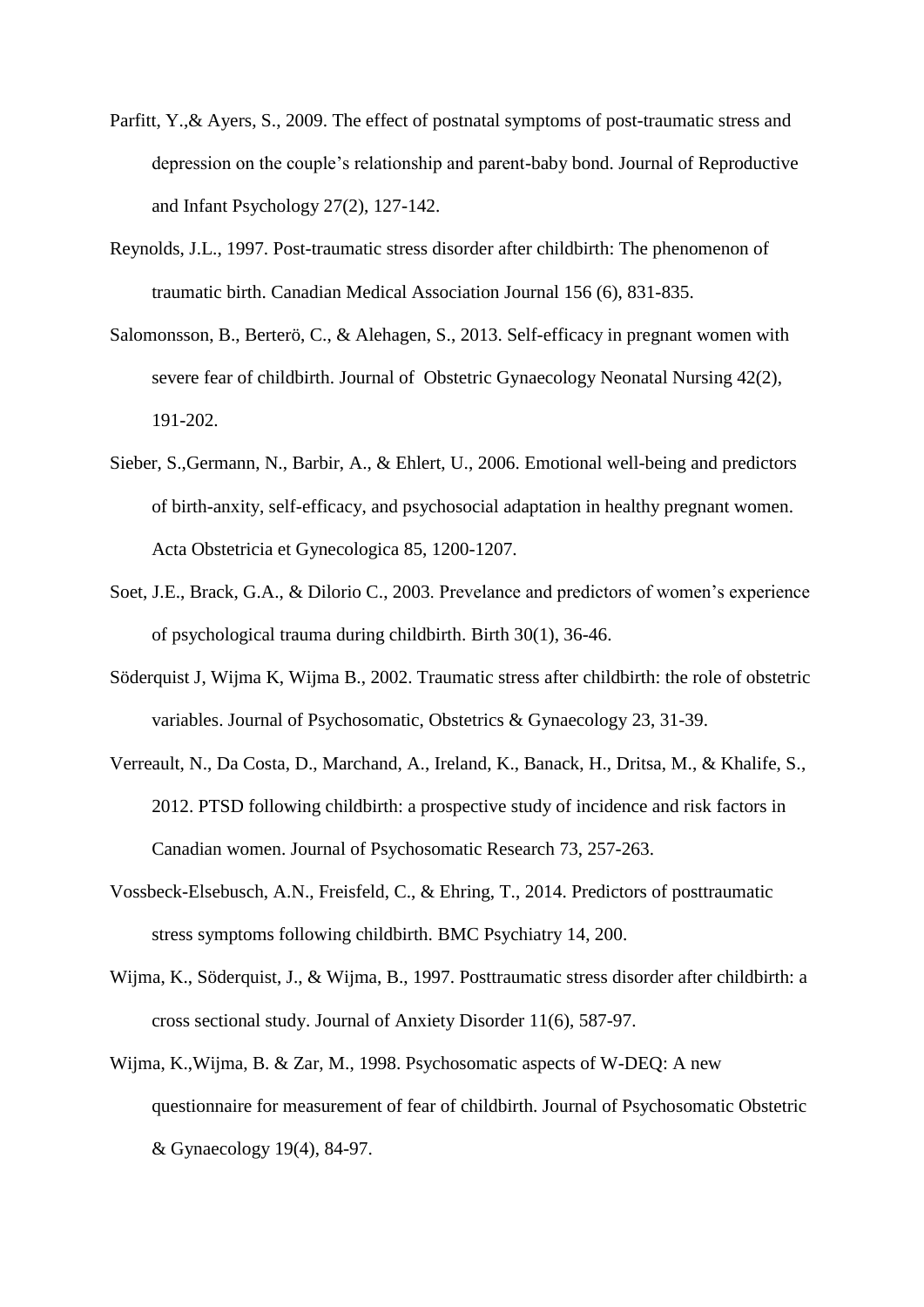Parfitt, Y.,& Ayers, S., 2009. The effect of postnatal symptoms of post-traumatic stress and depression on the couple's relationship and parent-baby bond. Journal of Reproductive and Infant Psychology 27(2), 127-142.

Reynolds, J.L., 1997. Post-traumatic stress disorder after childbirth: The phenomenon of traumatic birth. Canadian Medical Association Journal 156 (6), 831-835.

Salomonsson, B., Berterö, C., & Alehagen, S., 2013. Self-efficacy in pregnant women with severe fear of childbirth. Journal of Obstetric Gynaecology Neonatal Nursing 42(2), 191-202.

Sieber, S.,Germann, N., Barbir, A., & Ehlert, U., 2006. Emotional well-being and predictors of birth-anxity, self-efficacy, and psychosocial adaptation in healthy pregnant women. Acta Obstetricia et Gynecologica 85, 1200-1207.

Soet, J.E., Brack, G.A., & Dilorio C., 2003. Prevelance and predictors of women's experience of psychological trauma during childbirth. Birth 30(1), 36-46.

Söderquist J, Wijma K, Wijma B., 2002. Traumatic stress after childbirth: the role of obstetric variables. Journal of Psychosomatic, Obstetrics & Gynaecology 23, 31-39.

Verreault, N., Da Costa, D., Marchand, A., Ireland, K., Banack, H., Dritsa, M., & Khalife, S., 2012. PTSD following childbirth: a prospective study of incidence and risk factors in Canadian women. Journal of Psychosomatic Research 73, 257-263.

Vossbeck-Elsebusch, A.N., Freisfeld, C., & Ehring, T., 2014. Predictors of posttraumatic stress symptoms following childbirth. BMC Psychiatry 14, 200.

Wijma, K., Söderquist, J., & Wijma, B., 1997. Posttraumatic stress disorder after childbirth: a cross sectional study. Journal of Anxiety Disorder 11(6), 587-97.

Wijma, K.,Wijma, B. & Zar, M., 1998. Psychosomatic aspects of W-DEQ: A new questionnaire for measurement of fear of childbirth. Journal of Psychosomatic Obstetric & Gynaecology 19(4), 84-97.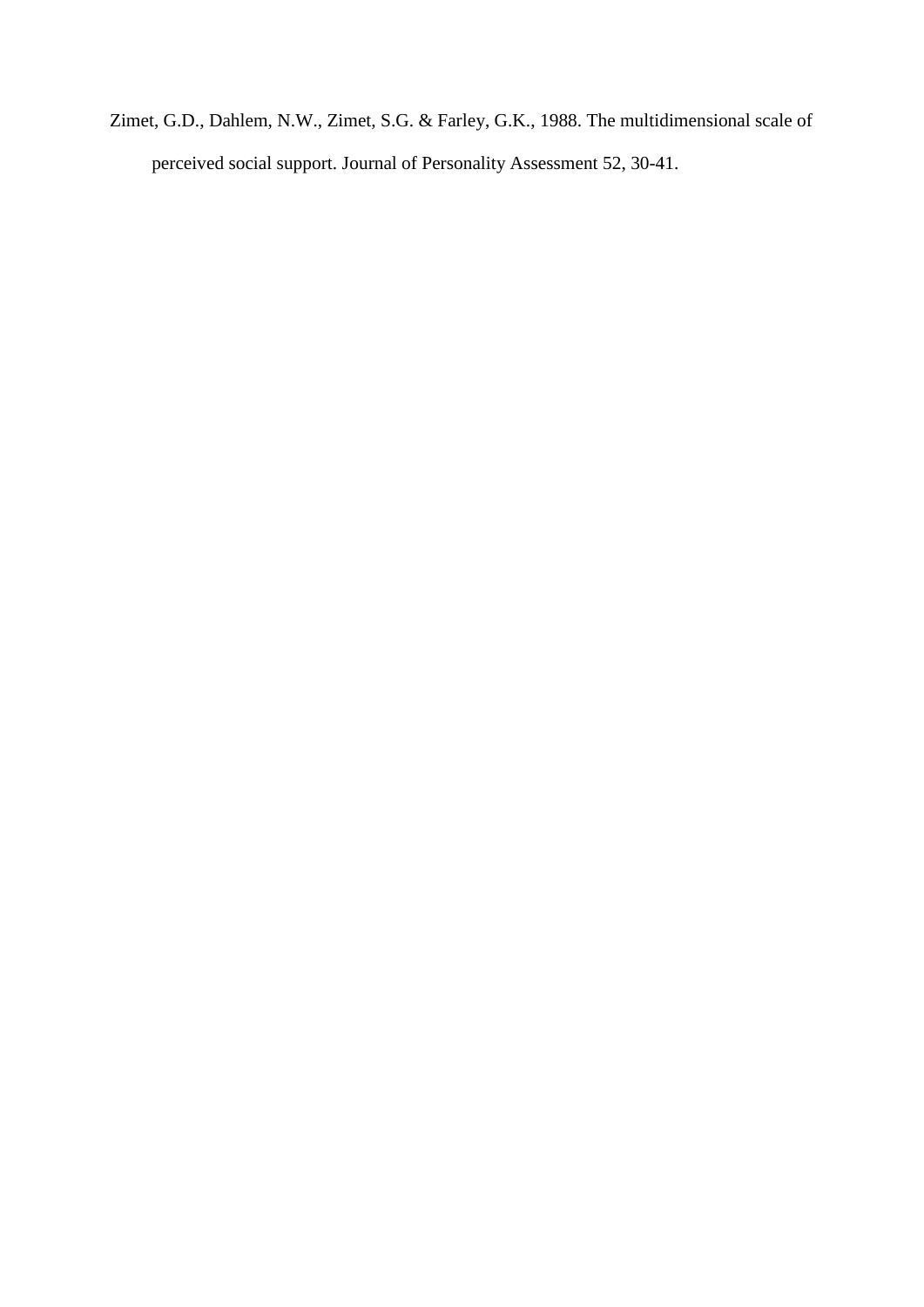Zimet, G.D., Dahlem, N.W., Zimet, S.G. & Farley, G.K., 1988. The multidimensional scale of perceived social support. Journal of Personality Assessment 52, 30-41.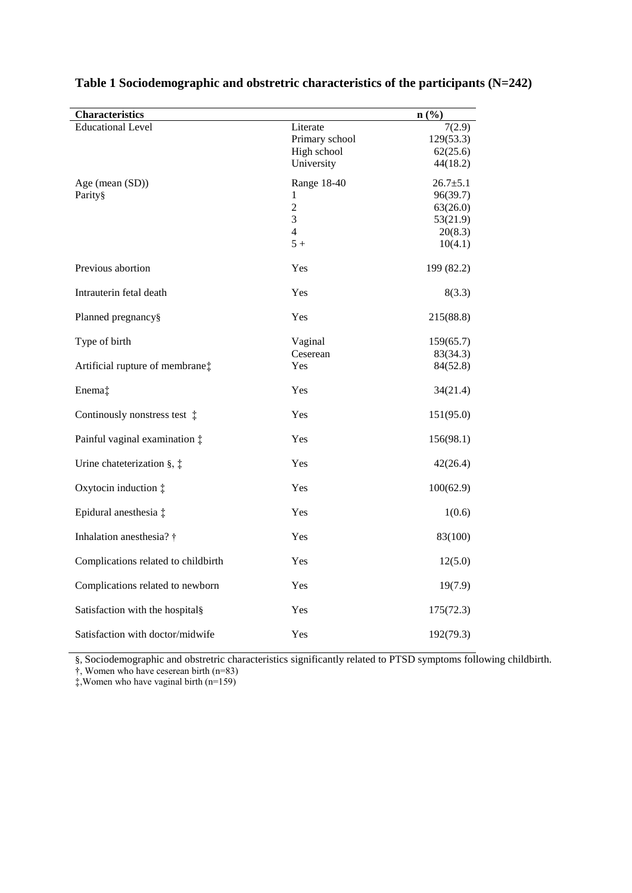**Table 1 Sociodemographic and obstretric characteristics of the participants (N=242)**

| Characteristics | | n (%) |
|---|---|---|
| Educational Level | Literate | 7(2.9) |
| | Primary school | 129(53.3) |
| | High school | 62(25.6) |
| | University | 44(18.2) |
| Age (mean (SD)) | Range 18-40 | 26.7±5.1 |
| Parity§ | 1 | 96(39.7) |
| | 2 | 63(26.0) |
| | 3 | 53(21.9) |
| | 4 | 20(8.3) |
| | 5 + | 10(4.1) |
| Previous abortion | Yes | 199 (82.2) |
| Intrauterin fetal death | Yes | 8(3.3) |
| Planned pregnancy§ | Yes | 215(88.8) |
| Type of birth | Vaginal | 159(65.7) |
| | Ceserean | 83(34.3) |
| Artificial rupture of membrane‡ | Yes | 84(52.8) |
| Enema‡ | Yes | 34(21.4) |
| Continously nonstress test ‡ | Yes | 151(95.0) |
| Painful vaginal examination ‡ | Yes | 156(98.1) |
| Urine chateterization §, ‡ | Yes | 42(26.4) |
| Oxytocin induction ‡ | Yes | 100(62.9) |
| Epidural anesthesia ‡ | Yes | 1(0.6) |
| Inhalation anesthesia? † | Yes | 83(100) |
| Complications related to childbirth | Yes | 12(5.0) |
| Complications related to newborn | Yes | 19(7.9) |
| Satisfaction with the hospital§ | Yes | 175(72.3) |
| Satisfaction with doctor/midwife | Yes | 192(79.3) |

§, Sociodemographic and obstretric characteristics significantly related to PTSD symptoms following childbirth.
†, Women who have ceserean birth (n=83)
‡,Women who have vaginal birth (n=159)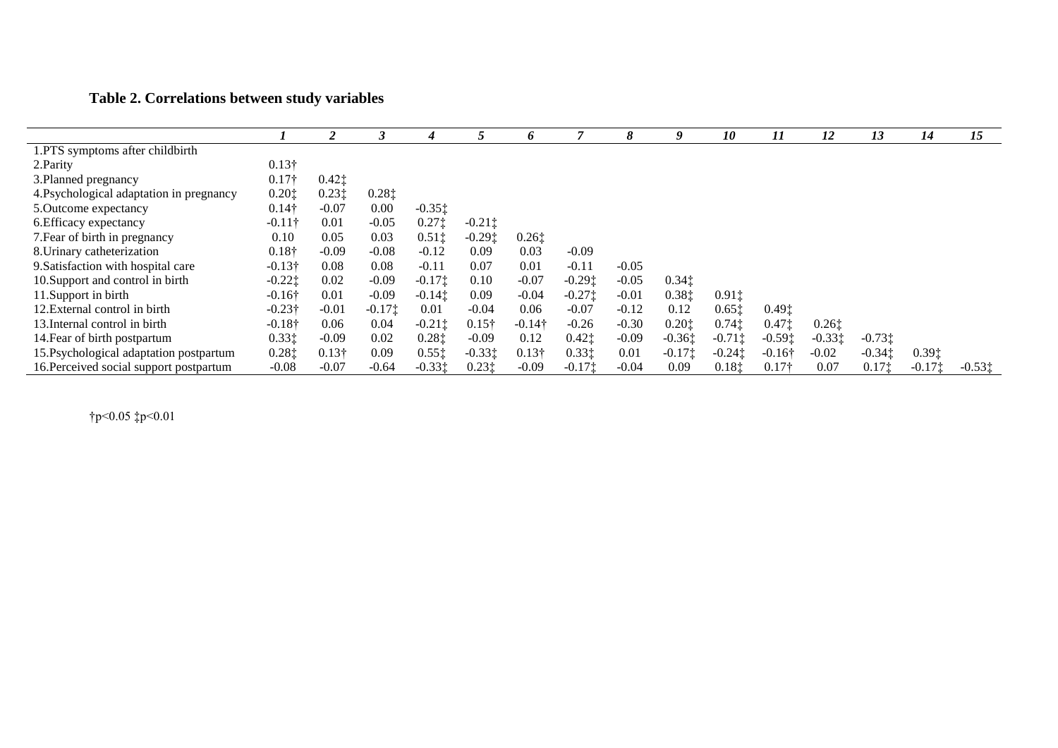**Table 2. Correlations between study variables**

| | *1* | *2* | *3* | *4* | *5* | *6* | *7* | *8* | *9* | *10* | *11* | *12* | *13* | *14* | *15* |
|---|---|---|---|---|---|---|---|---|---|---|---|---|---|---|---|
| 1.PTS symptoms after childbirth | | | | | | | | | | | | | | | |
| 2.Parity | 0.13† | | | | | | | | | | | | | | |
| 3.Planned pregnancy | 0.17† | 0.42‡ | | | | | | | | | | | | | |
| 4.Psychological adaptation in pregnancy | 0.20‡ | 0.23‡ | 0.28‡ | | | | | | | | | | | | |
| 5.Outcome expectancy | 0.14† | -0.07 | 0.00 | -0.35‡ | | | | | | | | | | | |
| 6.Efficacy expectancy | -0.11† | 0.01 | -0.05 | 0.27‡ | -0.21‡ | | | | | | | | | | |
| 7.Fear of birth in pregnancy | 0.10 | 0.05 | 0.03 | 0.51‡ | -0.29‡ | 0.26‡ | | | | | | | | | |
| 8.Urinary catheterization | 0.18† | -0.09 | -0.08 | -0.12 | 0.09 | 0.03 | -0.09 | | | | | | | | |
| 9.Satisfaction with hospital care | -0.13† | 0.08 | 0.08 | -0.11 | 0.07 | 0.01 | -0.11 | -0.05 | | | | | | | |
| 10.Support and control in birth | -0.22‡ | 0.02 | -0.09 | -0.17‡ | 0.10 | -0.07 | -0.29‡ | -0.05 | 0.34‡ | | | | | | |
| 11.Support in birth | -0.16† | 0.01 | -0.09 | -0.14‡ | 0.09 | -0.04 | -0.27‡ | -0.01 | 0.38‡ | 0.91‡ | | | | | |
| 12.External control in birth | -0.23† | -0.01 | -0.17‡ | 0.01 | -0.04 | 0.06 | -0.07 | -0.12 | 0.12 | 0.65‡ | 0.49‡ | | | | |
| 13.Internal control in birth | -0.18† | 0.06 | 0.04 | -0.21‡ | 0.15† | -0.14† | -0.26 | -0.30 | 0.20‡ | 0.74‡ | 0.47‡ | 0.26‡ | | | |
| 14.Fear of birth postpartum | 0.33‡ | -0.09 | 0.02 | 0.28‡ | -0.09 | 0.12 | 0.42‡ | -0.09 | -0.36‡ | -0.71‡ | -0.59‡ | -0.33‡ | -0.73‡ | | |
| 15.Psychological adaptation postpartum | 0.28‡ | 0.13† | 0.09 | 0.55‡ | -0.33‡ | 0.13† | 0.33‡ | 0.01 | -0.17‡ | -0.24‡ | -0.16† | -0.02 | -0.34‡ | 0.39‡ | |
| 16.Perceived social support postpartum | -0.08 | -0.07 | -0.64 | -0.33‡ | 0.23‡ | -0.09 | -0.17‡ | -0.04 | 0.09 | 0.18‡ | 0.17† | 0.07 | 0.17‡ | -0.17‡ | -0.53‡ |

†p<0.05 ‡p<0.01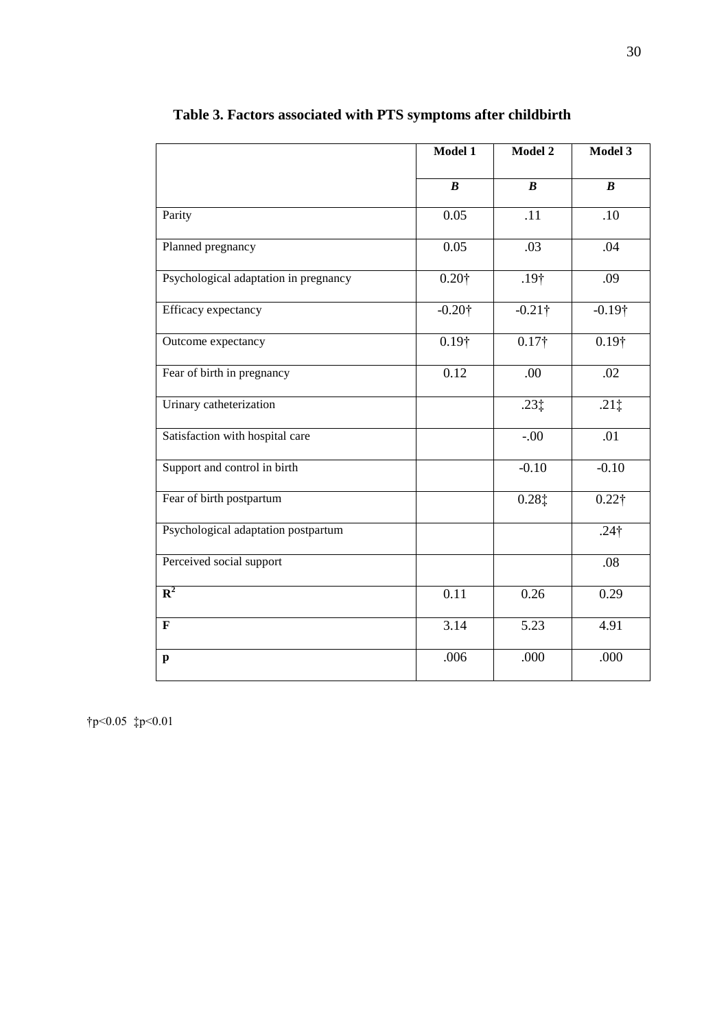**Table 3. Factors associated with PTS symptoms after childbirth**

| | Model 1 | Model 2 | Model 3 |
|---|---|---|---|
| | ***B*** | ***B*** | ***B*** |
| Parity | 0.05 | .11 | .10 |
| Planned pregnancy | 0.05 | .03 | .04 |
| Psychological adaptation in pregnancy | 0.20† | .19† | .09 |
| Efficacy expectancy | -0.20† | -0.21† | -0.19† |
| Outcome expectancy | 0.19† | 0.17† | 0.19† |
| Fear of birth in pregnancy | 0.12 | .00 | .02 |
| Urinary catheterization | | .23‡ | .21‡ |
| Satisfaction with hospital care | | -.00 | .01 |
| Support and control in birth | | -0.10 | -0.10 |
| Fear of birth postpartum | | 0.28‡ | 0.22† |
| Psychological adaptation postpartum | | | .24† |
| Perceived social support | | | .08 |
| **$R^2$** | 0.11 | 0.26 | 0.29 |
| **F** | 3.14 | 5.23 | 4.91 |
| **p** | .006 | .000 | .000 |

†$p<0.05$ ‡$p<0.01$